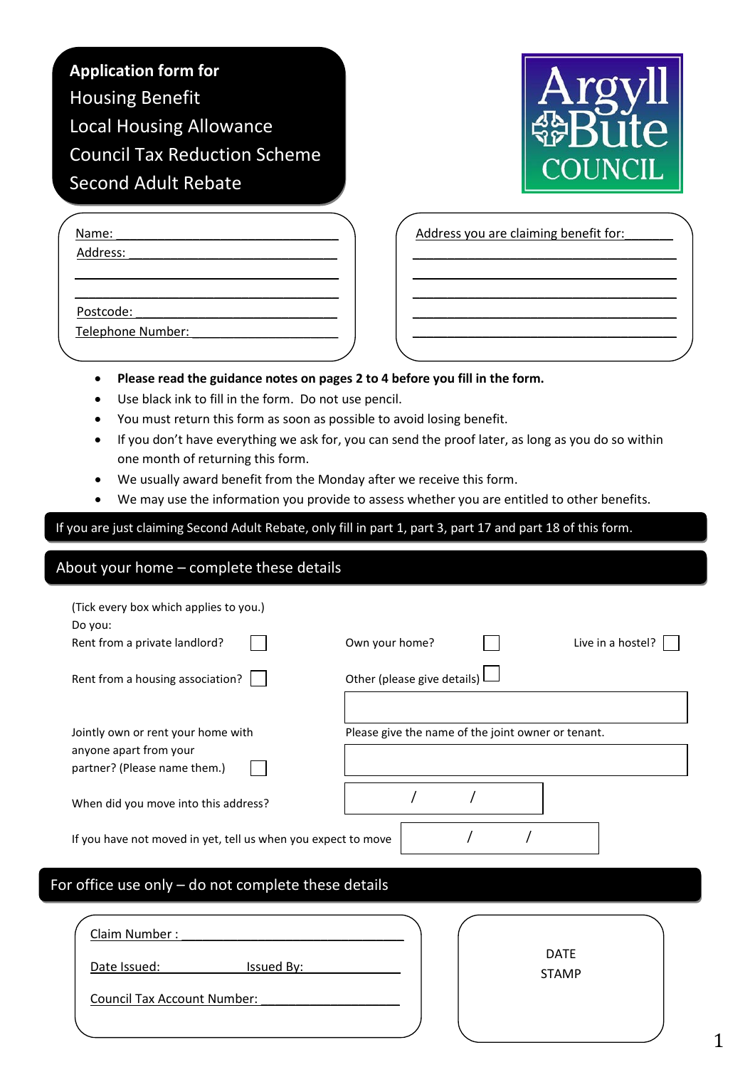# Application form for

Housing Benefit
Local Housing Allowance
Council Tax Reduction Scheme
Second Adult Rebate

Argyll Bute COUNCIL

Name: ________________________________
Address: ______________________________
______________________________________
______________________________________
Postcode: _____________________________
Telephone Number: _____________________

Address you are claiming benefit for: ______
______________________________________
______________________________________
______________________________________
______________________________________
______________________________________

- **Please read the guidance notes on pages 2 to 4 before you fill in the form.**
- Use black ink to fill in the form. Do not use pencil.
- You must return this form as soon as possible to avoid losing benefit.
- If you don't have everything we ask for, you can send the proof later, as long as you do so within one month of returning this form.
- We usually award benefit from the Monday after we receive this form.
- We may use the information you provide to assess whether you are entitled to other benefits.

If you are just claiming Second Adult Rebate, only fill in part 1, part 3, part 17 and part 18 of this form.

## About your home – complete these details

(Tick every box which applies to you.)

Do you:

Rent from a private landlord? ☐ Own your home? ☐ Live in a hostel? ☐

Rent from a housing association? ☐ Other (please give details) ☐

______________________________________

Jointly own or rent your home with anyone apart from your partner? (Please name them.) ☐

Please give the name of the joint owner or tenant.

______________________________________

When did you move into this address? ____ / ____ / ____

If you have not moved in yet, tell us when you expect to move ____ / ____ / ____

## For office use only – do not complete these details

Claim Number : ________________________________

Date Issued: ______________ Issued By: ______________

Council Tax Account Number: ____________________

DATE STAMP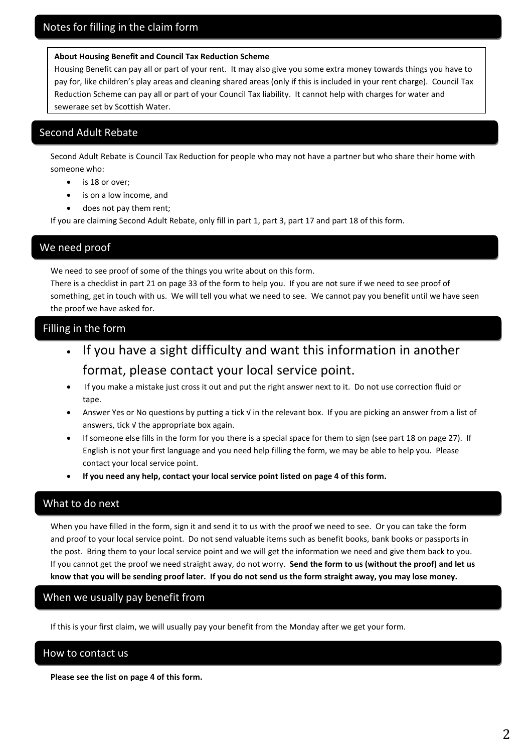## Notes for filling in the claim form

**About Housing Benefit and Council Tax Reduction Scheme**

Housing Benefit can pay all or part of your rent. It may also give you some extra money towards things you have to pay for, like children's play areas and cleaning shared areas (only if this is included in your rent charge). Council Tax Reduction Scheme can pay all or part of your Council Tax liability. It cannot help with charges for water and sewerage set by Scottish Water.

## Second Adult Rebate

Second Adult Rebate is Council Tax Reduction for people who may not have a partner but who share their home with someone who:

- is 18 or over;
- is on a low income, and
- does not pay them rent;

If you are claiming Second Adult Rebate, only fill in part 1, part 3, part 17 and part 18 of this form.

## We need proof

We need to see proof of some of the things you write about on this form.

There is a checklist in part 21 on page 33 of the form to help you. If you are not sure if we need to see proof of something, get in touch with us. We will tell you what we need to see. We cannot pay you benefit until we have seen the proof we have asked for.

## Filling in the form

- If you have a sight difficulty and want this information in another format, please contact your local service point.
- If you make a mistake just cross it out and put the right answer next to it. Do not use correction fluid or tape.
- Answer Yes or No questions by putting a tick √ in the relevant box. If you are picking an answer from a list of answers, tick √ the appropriate box again.
- If someone else fills in the form for you there is a special space for them to sign (see part 18 on page 27). If English is not your first language and you need help filling the form, we may be able to help you. Please contact your local service point.
- **If you need any help, contact your local service point listed on page 4 of this form.**

## What to do next

When you have filled in the form, sign it and send it to us with the proof we need to see. Or you can take the form and proof to your local service point. Do not send valuable items such as benefit books, bank books or passports in the post. Bring them to your local service point and we will get the information we need and give them back to you. If you cannot get the proof we need straight away, do not worry. **Send the form to us (without the proof) and let us know that you will be sending proof later. If you do not send us the form straight away, you may lose money.**

## When we usually pay benefit from

If this is your first claim, we will usually pay your benefit from the Monday after we get your form.

## How to contact us

**Please see the list on page 4 of this form.**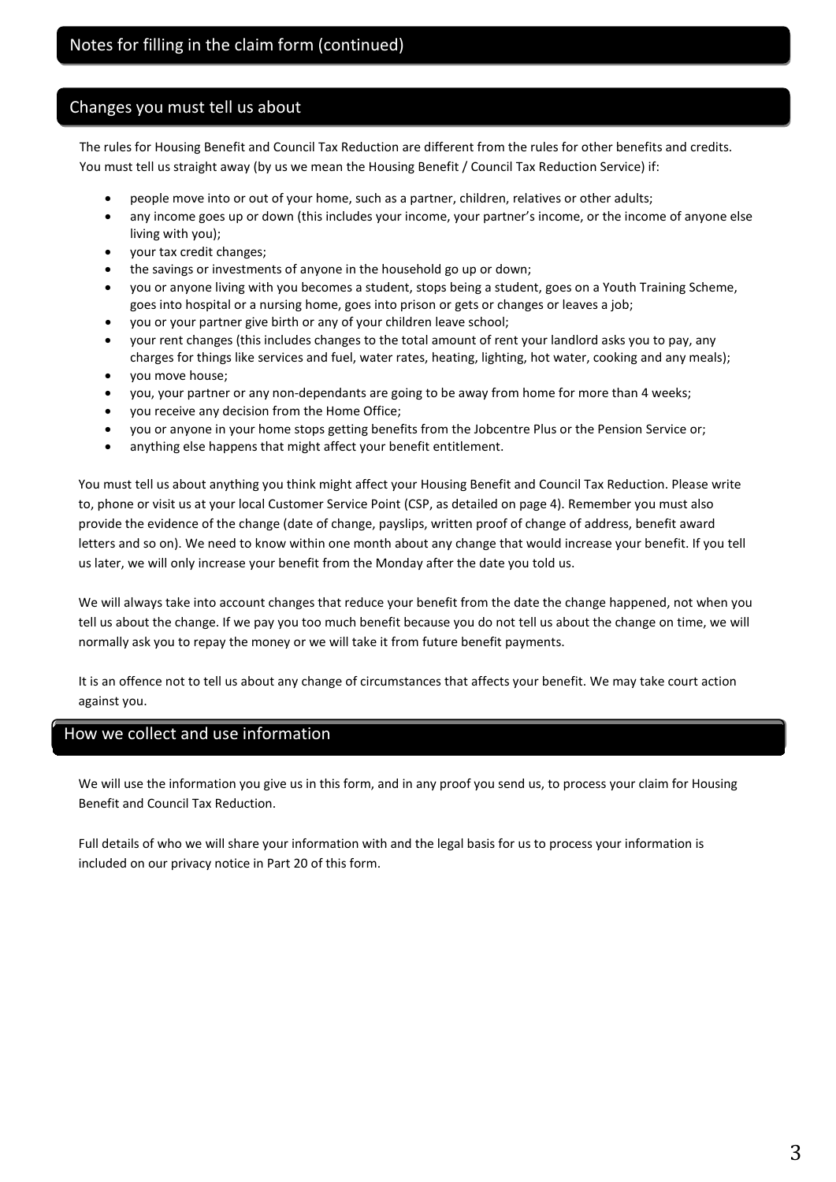## Notes for filling in the claim form (continued)

### Changes you must tell us about

The rules for Housing Benefit and Council Tax Reduction are different from the rules for other benefits and credits. You must tell us straight away (by us we mean the Housing Benefit / Council Tax Reduction Service) if:

- people move into or out of your home, such as a partner, children, relatives or other adults;
- any income goes up or down (this includes your income, your partner's income, or the income of anyone else living with you);
- your tax credit changes;
- the savings or investments of anyone in the household go up or down;
- you or anyone living with you becomes a student, stops being a student, goes on a Youth Training Scheme, goes into hospital or a nursing home, goes into prison or gets or changes or leaves a job;
- you or your partner give birth or any of your children leave school;
- your rent changes (this includes changes to the total amount of rent your landlord asks you to pay, any charges for things like services and fuel, water rates, heating, lighting, hot water, cooking and any meals);
- you move house;
- you, your partner or any non-dependants are going to be away from home for more than 4 weeks;
- you receive any decision from the Home Office;
- you or anyone in your home stops getting benefits from the Jobcentre Plus or the Pension Service or;
- anything else happens that might affect your benefit entitlement.

You must tell us about anything you think might affect your Housing Benefit and Council Tax Reduction. Please write to, phone or visit us at your local Customer Service Point (CSP, as detailed on page 4). Remember you must also provide the evidence of the change (date of change, payslips, written proof of change of address, benefit award letters and so on). We need to know within one month about any change that would increase your benefit. If you tell us later, we will only increase your benefit from the Monday after the date you told us.

We will always take into account changes that reduce your benefit from the date the change happened, not when you tell us about the change. If we pay you too much benefit because you do not tell us about the change on time, we will normally ask you to repay the money or we will take it from future benefit payments.

It is an offence not to tell us about any change of circumstances that affects your benefit. We may take court action against you.

### How we collect and use information

We will use the information you give us in this form, and in any proof you send us, to process your claim for Housing Benefit and Council Tax Reduction.

Full details of who we will share your information with and the legal basis for us to process your information is included on our privacy notice in Part 20 of this form.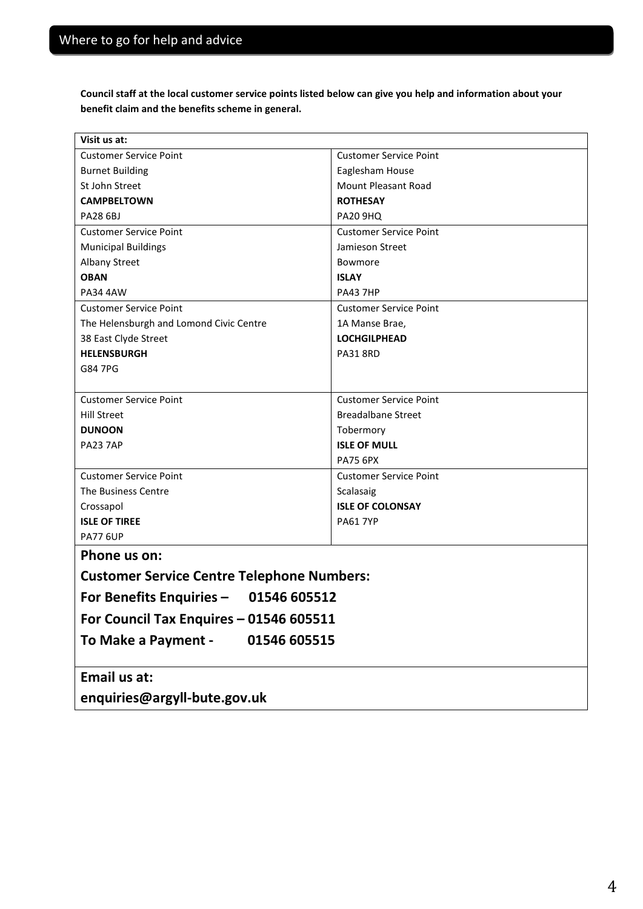# Where to go for help and advice

**Council staff at the local customer service points listed below can give you help and information about your benefit claim and the benefits scheme in general.**

| **Visit us at:** | |
|---|---|
| Customer Service Point<br>Burnet Building<br>St John Street<br>**CAMPBELTOWN**<br>PA28 6BJ | Customer Service Point<br>Eaglesham House<br>Mount Pleasant Road<br>**ROTHESAY**<br>PA20 9HQ |
| Customer Service Point<br>Municipal Buildings<br>Albany Street<br>**OBAN**<br>PA34 4AW | Customer Service Point<br>Jamieson Street<br>Bowmore<br>**ISLAY**<br>PA43 7HP |
| Customer Service Point<br>The Helensburgh and Lomond Civic Centre<br>38 East Clyde Street<br>**HELENSBURGH**<br>G84 7PG | Customer Service Point<br>1A Manse Brae,<br>**LOCHGILPHEAD**<br>PA31 8RD |
| Customer Service Point<br>Hill Street<br>**DUNOON**<br>PA23 7AP | Customer Service Point<br>Breadalbane Street<br>Tobermory<br>**ISLE OF MULL**<br>PA75 6PX |
| Customer Service Point<br>The Business Centre<br>Crossapol<br>**ISLE OF TIREE**<br>PA77 6UP | Customer Service Point<br>Scalasaig<br>**ISLE OF COLONSAY**<br>PA61 7YP |

**Phone us on:**

**Customer Service Centre Telephone Numbers:**

**For Benefits Enquiries – 01546 605512**

**For Council Tax Enquires – 01546 605511**

**To Make a Payment - 01546 605515**

**Email us at:**

**enquiries@argyll-bute.gov.uk**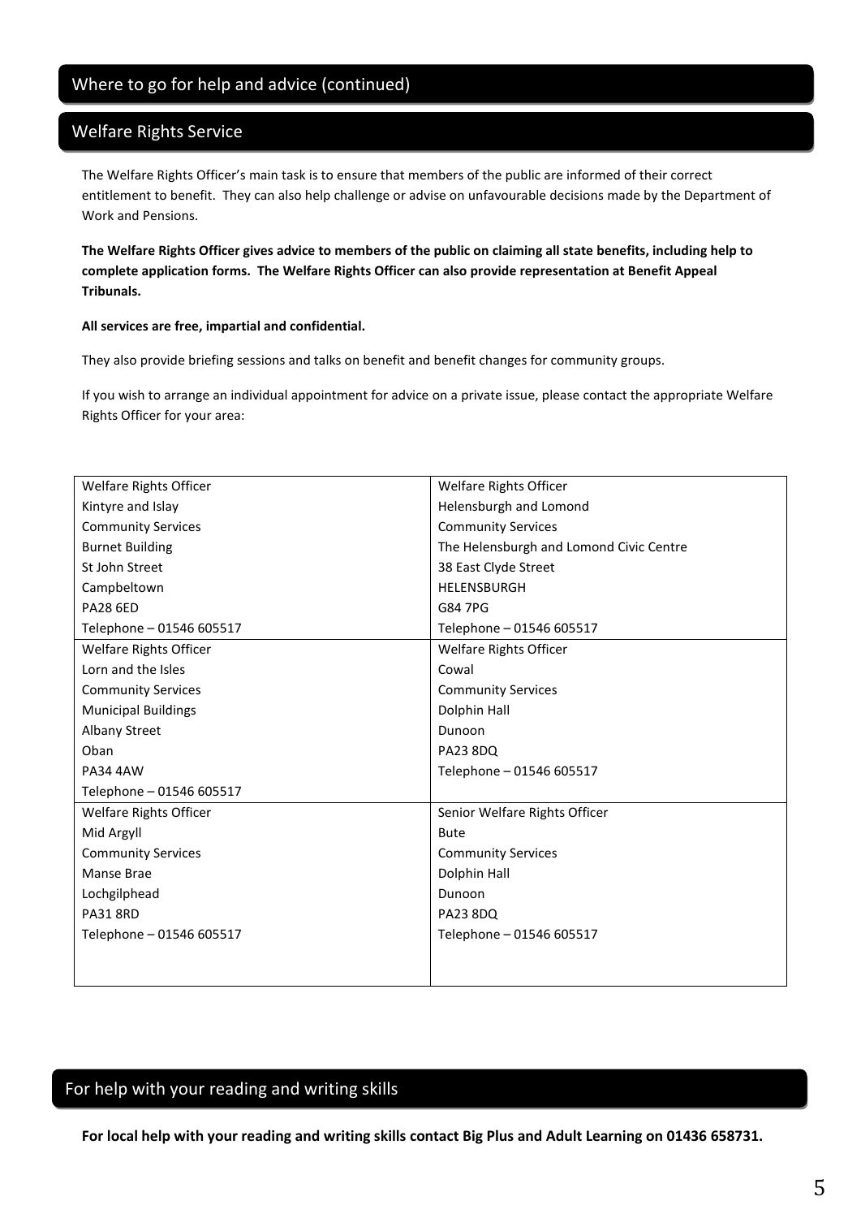## Where to go for help and advice (continued)

## Welfare Rights Service

The Welfare Rights Officer's main task is to ensure that members of the public are informed of their correct entitlement to benefit. They can also help challenge or advise on unfavourable decisions made by the Department of Work and Pensions.

**The Welfare Rights Officer gives advice to members of the public on claiming all state benefits, including help to complete application forms. The Welfare Rights Officer can also provide representation at Benefit Appeal Tribunals.**

**All services are free, impartial and confidential.**

They also provide briefing sessions and talks on benefit and benefit changes for community groups.

If you wish to arrange an individual appointment for advice on a private issue, please contact the appropriate Welfare Rights Officer for your area:

| | |
|---|---|
| Welfare Rights Officer<br>Kintyre and Islay<br>Community Services<br>Burnet Building<br>St John Street<br>Campbeltown<br>PA28 6ED<br>Telephone – 01546 605517 | Welfare Rights Officer<br>Helensburgh and Lomond<br>Community Services<br>The Helensburgh and Lomond Civic Centre<br>38 East Clyde Street<br>HELENSBURGH<br>G84 7PG<br>Telephone – 01546 605517 |
| Welfare Rights Officer<br>Lorn and the Isles<br>Community Services<br>Municipal Buildings<br>Albany Street<br>Oban<br>PA34 4AW<br>Telephone – 01546 605517 | Welfare Rights Officer<br>Cowal<br>Community Services<br>Dolphin Hall<br>Dunoon<br>PA23 8DQ<br>Telephone – 01546 605517 |
| Welfare Rights Officer<br>Mid Argyll<br>Community Services<br>Manse Brae<br>Lochgilphead<br>PA31 8RD<br>Telephone – 01546 605517 | Senior Welfare Rights Officer<br>Bute<br>Community Services<br>Dolphin Hall<br>Dunoon<br>PA23 8DQ<br>Telephone – 01546 605517 |

## For help with your reading and writing skills

**For local help with your reading and writing skills contact Big Plus and Adult Learning on 01436 658731.**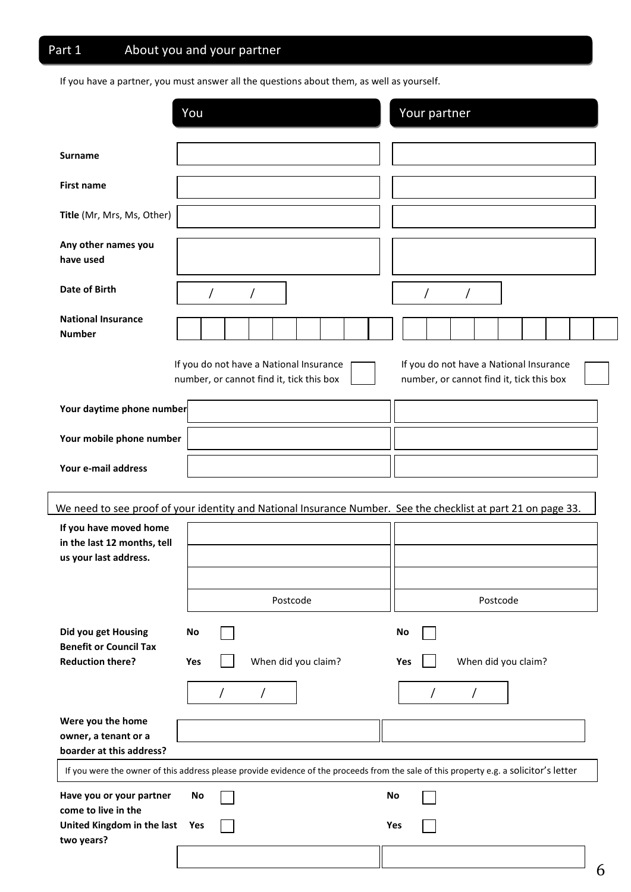## Part 1 About you and your partner

If you have a partner, you must answer all the questions about them, as well as yourself.

| | You | Your partner |
|---|---|---|
| **Surname** | | |
| **First name** | | |
| **Title** (Mr, Mrs, Ms, Other) | | |
| **Any other names you have used** | | |
| **Date of Birth** | / / | / / |
| **National Insurance Number** | | |
| | If you do not have a National Insurance number, or cannot find it, tick this box ☐ | If you do not have a National Insurance number, or cannot find it, tick this box ☐ |
| **Your daytime phone number** | | |
| **Your mobile phone number** | | |
| **Your e-mail address** | | |

We need to see proof of your identity and National Insurance Number. See the checklist at part 21 on page 33.

| | You | Your partner |
|---|---|---|
| **If you have moved home in the last 12 months, tell us your last address.** | | |
| | | |
| | | |
| | Postcode | Postcode |
| **Did you get Housing Benefit or Council Tax Reduction there?** | **No** ☐ | **No** ☐ |
| | **Yes** ☐ When did you claim? | **Yes** ☐ When did you claim? |
| | / / | / / |
| **Were you the home owner, a tenant or a boarder at this address?** | | |

If you were the owner of this address please provide evidence of the proceeds from the sale of this property e.g. a solicitor's letter

| | You | Your partner |
|---|---|---|
| **Have you or your partner come to live in the United Kingdom in the last two years?** | **No** ☐ | **No** ☐ |
| | **Yes** ☐ | **Yes** ☐ |
| | | |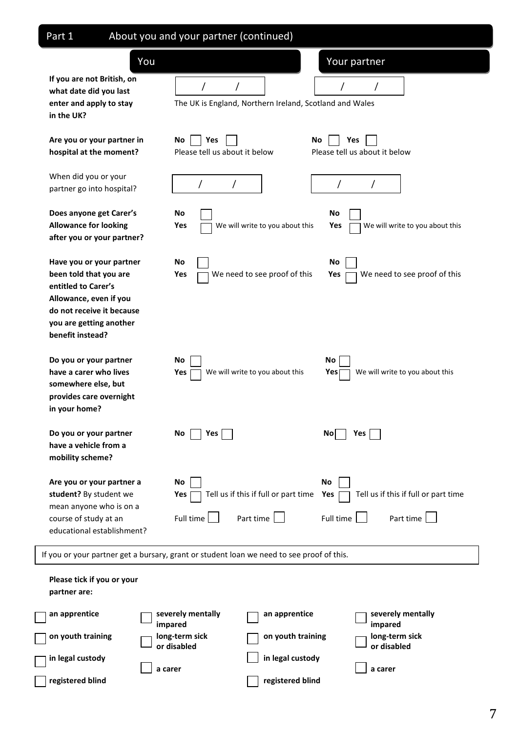## Part 1 About you and your partner (continued)

| | You | Your partner |
|---|---|---|
| **If you are not British, on what date did you last enter and apply to stay in the UK?** | / / | / / |
| | The UK is England, Northern Ireland, Scotland and Wales | |
| **Are you or your partner in hospital at the moment?** | No ☐ Yes ☐ Please tell us about it below | No ☐ Yes ☐ Please tell us about it below |
| When did you or your partner go into hospital? | / / | / / |
| **Does anyone get Carer's Allowance for looking after you or your partner?** | No ☐ Yes ☐ We will write to you about this | No ☐ Yes ☐ We will write to you about this |
| **Have you or your partner been told that you are entitled to Carer's Allowance, even if you do not receive it because you are getting another benefit instead?** | No ☐ Yes ☐ We need to see proof of this | No ☐ Yes ☐ We need to see proof of this |
| **Do you or your partner have a carer who lives somewhere else, but provides care overnight in your home?** | No ☐ Yes ☐ We will write to you about this | No ☐ Yes ☐ We will write to you about this |
| **Do you or your partner have a vehicle from a mobility scheme?** | No ☐ Yes ☐ | No ☐ Yes ☐ |
| **Are you or your partner a student?** By student we mean anyone who is on a course of study at an educational establishment? | No ☐ Yes ☐ Tell us if this if full or part time; Full time ☐ Part time ☐ | No ☐ Yes ☐ Tell us if this if full or part time; Full time ☐ Part time ☐ |

If you or your partner get a bursary, grant or student loan we need to see proof of this.

**Please tick if you or your partner are:**

| You | | Your partner | |
|---|---|---|---|
| ☐ **an apprentice** | ☐ **severely mentally impared** | ☐ **an apprentice** | ☐ **severely mentally impared** |
| ☐ **on youth training** | ☐ **long-term sick or disabled** | ☐ **on youth training** | ☐ **long-term sick or disabled** |
| ☐ **in legal custody** | ☐ **a carer** | ☐ **in legal custody** | ☐ **a carer** |
| ☐ **registered blind** | | ☐ **registered blind** | |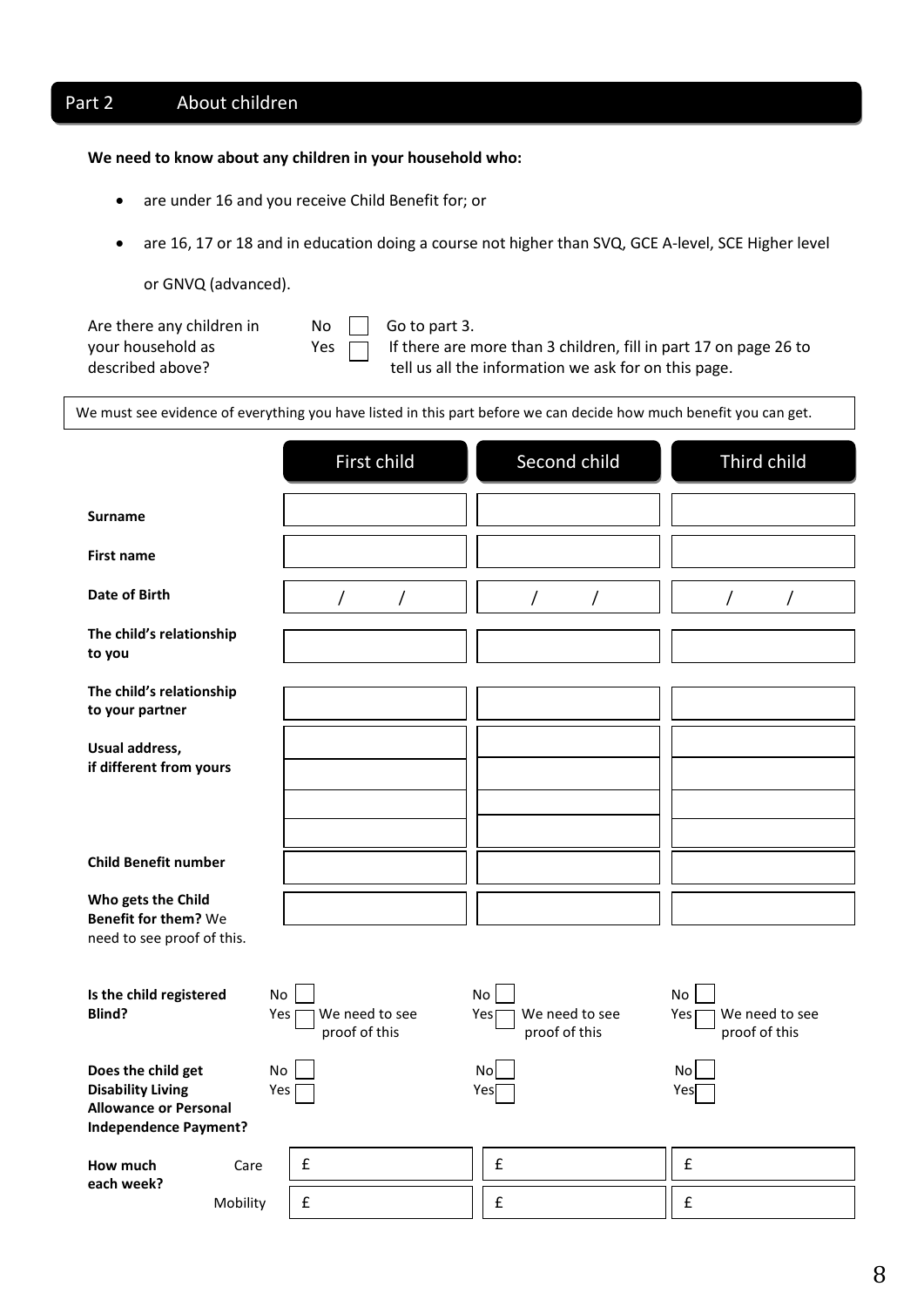## Part 2 About children

**We need to know about any children in your household who:**

- are under 16 and you receive Child Benefit for; or
- are 16, 17 or 18 and in education doing a course not higher than SVQ, GCE A-level, SCE Higher level or GNVQ (advanced).

Are there any children in your household as described above?

No ☐ Go to part 3.

Yes ☐ If there are more than 3 children, fill in part 17 on page 26 to tell us all the information we ask for on this page.

We must see evidence of everything you have listed in this part before we can decide how much benefit you can get.

| | First child | Second child | Third child |
|---|---|---|---|
| **Surname** | | | |
| **First name** | | | |
| **Date of Birth** | / / | / / | / / |
| **The child's relationship to you** | | | |
| **The child's relationship to your partner** | | | |
| **Usual address, if different from yours** | | | |
| | | | |
| | | | |
| | | | |
| **Child Benefit number** | | | |
| **Who gets the Child Benefit for them?** We need to see proof of this. | | | |
| **Is the child registered Blind?** | No ☐ Yes ☐ We need to see proof of this | No ☐ Yes ☐ We need to see proof of this | No ☐ Yes ☐ We need to see proof of this |
| **Does the child get Disability Living Allowance or Personal Independence Payment?** | No ☐ Yes ☐ | No ☐ Yes ☐ | No ☐ Yes ☐ |
| **How much each week?** Care | £ | £ | £ |
| Mobility | £ | £ | £ |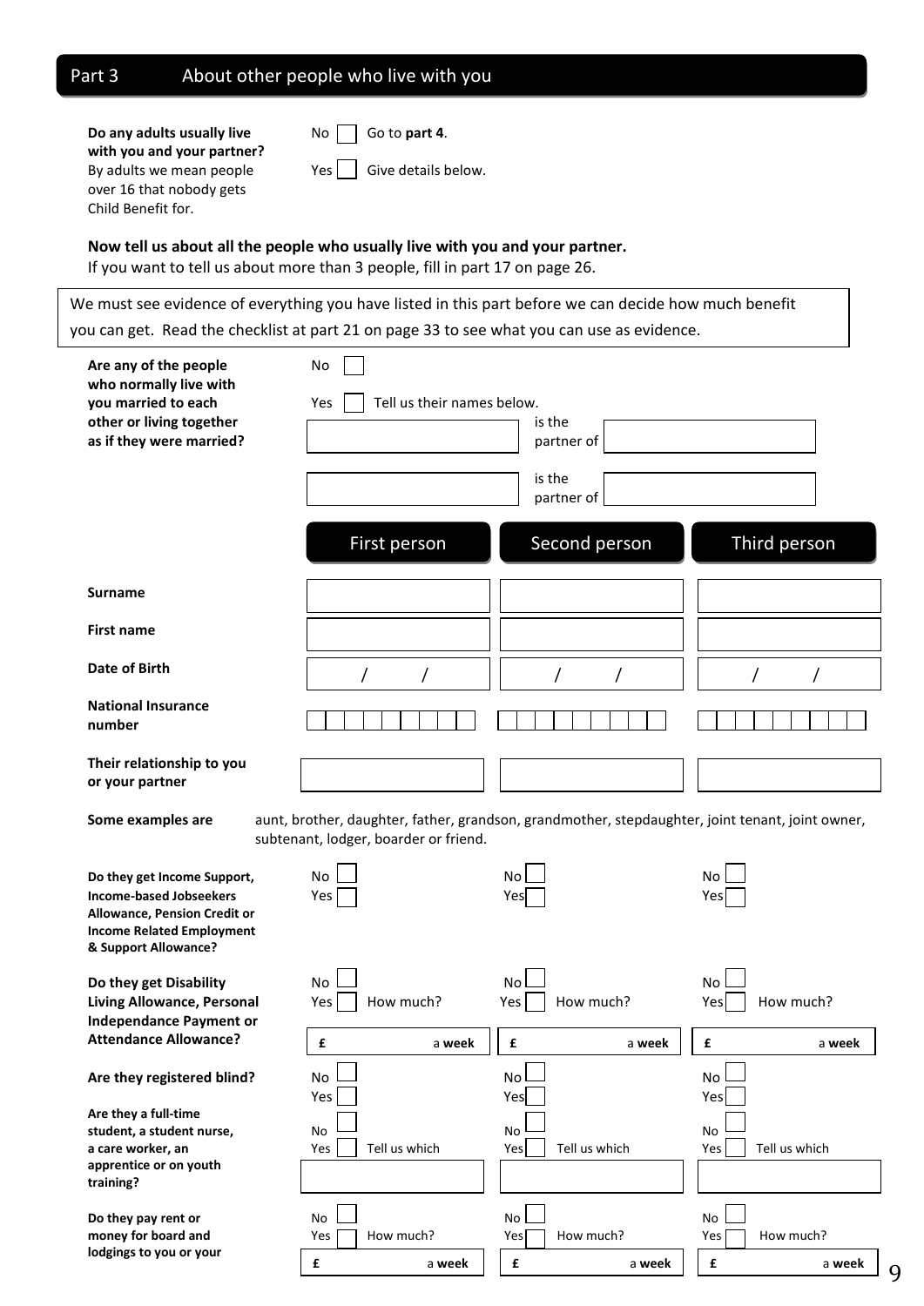## Part 3 About other people who live with you

**Do any adults usually live with you and your partner?**
By adults we mean people over 16 that nobody gets Child Benefit for.

No ☐ Go to **part 4**.

Yes ☐ Give details below.

**Now tell us about all the people who usually live with you and your partner.**
If you want to tell us about more than 3 people, fill in part 17 on page 26.

We must see evidence of everything you have listed in this part before we can decide how much benefit you can get. Read the checklist at part 21 on page 33 to see what you can use as evidence.

**Are any of the people who normally live with you married to each other or living together as if they were married?**

No ☐

Yes ☐ Tell us their names below.

\_\_\_\_\_\_\_\_\_\_ is the partner of \_\_\_\_\_\_\_\_\_\_

\_\_\_\_\_\_\_\_\_\_ is the partner of \_\_\_\_\_\_\_\_\_\_

| | First person | Second person | Third person |
|---|---|---|---|
| **Surname** | | | |
| **First name** | | | |
| **Date of Birth** | / / | / / | / / |
| **National Insurance number** | | | |
| **Their relationship to you or your partner** | | | |

**Some examples are** aunt, brother, daughter, father, grandson, grandmother, stepdaughter, joint tenant, joint owner, subtenant, lodger, boarder or friend.

| | First person | Second person | Third person |
|---|---|---|---|
| **Do they get Income Support, Income-based Jobseekers Allowance, Pension Credit or Income Related Employment & Support Allowance?** | No ☐ Yes ☐ | No ☐ Yes ☐ | No ☐ Yes ☐ |
| **Do they get Disability Living Allowance, Personal Independance Payment or Attendance Allowance?** | No ☐ Yes ☐ How much? £ a **week** | No ☐ Yes ☐ How much? £ a **week** | No ☐ Yes ☐ How much? £ a **week** |
| **Are they registered blind?** | No ☐ Yes ☐ | No ☐ Yes ☐ | No ☐ Yes ☐ |
| **Are they a full-time student, a student nurse, a care worker, an apprentice or on youth training?** | No ☐ Yes ☐ Tell us which | No ☐ Yes ☐ Tell us which | No ☐ Yes ☐ Tell us which |
| **Do they pay rent or money for board and lodgings to you or your** | No ☐ Yes ☐ How much? £ a **week** | No ☐ Yes ☐ How much? £ a **week** | No ☐ Yes ☐ How much? £ a **week** |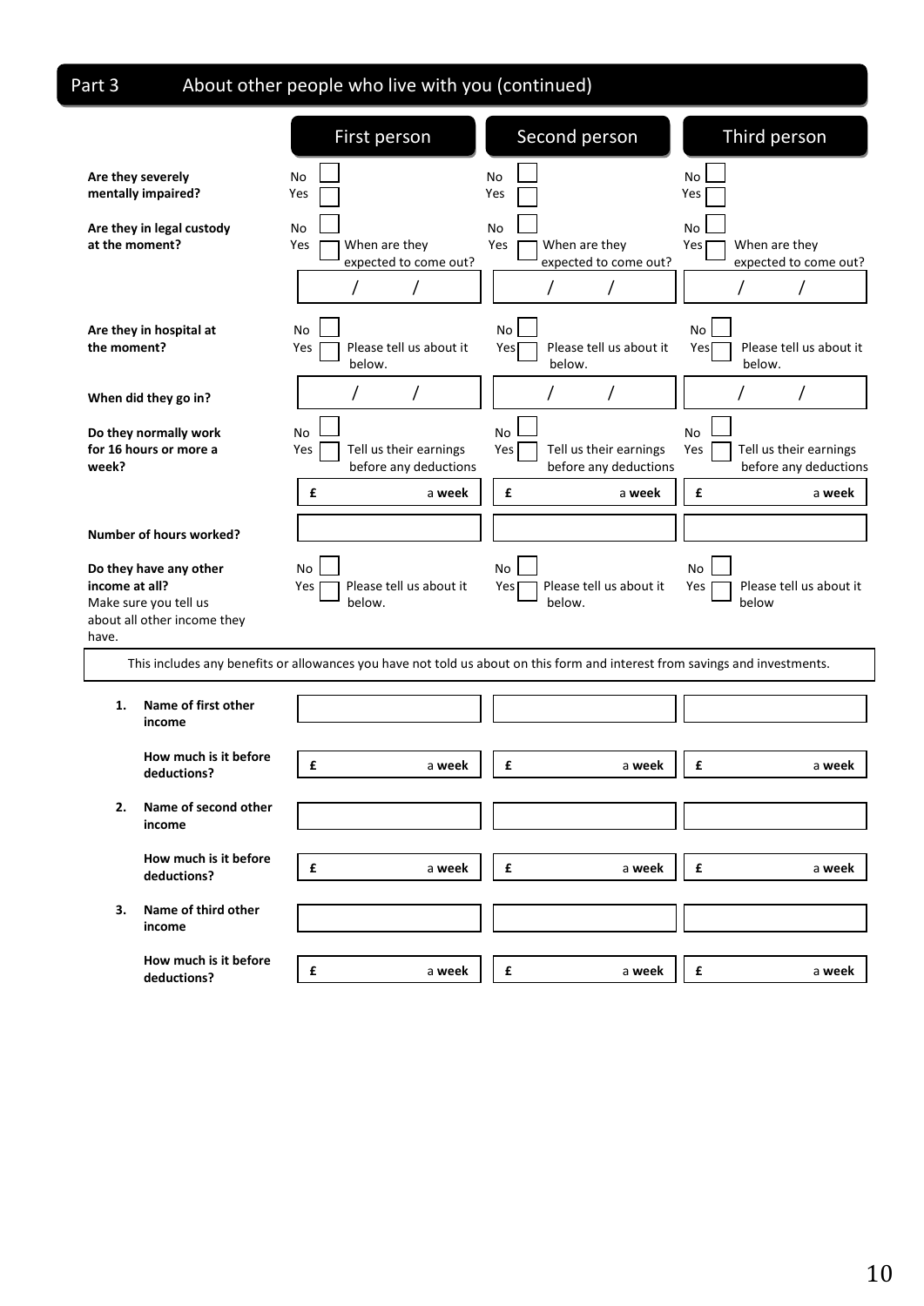## Part 3 About other people who live with you (continued)

| | First person | Second person | Third person |
|---|---|---|---|
| **Are they severely mentally impaired?** | No ☐ Yes ☐ | No ☐ Yes ☐ | No ☐ Yes ☐ |
| **Are they in legal custody at the moment?** | No ☐ Yes ☐ When are they expected to come out? / / | No ☐ Yes ☐ When are they expected to come out? / / | No ☐ Yes ☐ When are they expected to come out? / / |
| **Are they in hospital at the moment?** | No ☐ Yes ☐ Please tell us about it below. | No ☐ Yes ☐ Please tell us about it below. | No ☐ Yes ☐ Please tell us about it below. |
| **When did they go in?** | / / | / / | / / |
| **Do they normally work for 16 hours or more a week?** | No ☐ Yes ☐ Tell us their earnings before any deductions £ a **week** | No ☐ Yes ☐ Tell us their earnings before any deductions £ a **week** | No ☐ Yes ☐ Tell us their earnings before any deductions £ a **week** |
| **Number of hours worked?** | | | |
| **Do they have any other income at all?** Make sure you tell us about all other income they have. | No ☐ Yes ☐ Please tell us about it below. | No ☐ Yes ☐ Please tell us about it below. | No ☐ Yes ☐ Please tell us about it below |

This includes any benefits or allowances you have not told us about on this form and interest from savings and investments.

| | First person | Second person | Third person |
|---|---|---|---|
| **1. Name of first other income** | | | |
| **How much is it before deductions?** | £ a **week** | £ a **week** | £ a **week** |
| **2. Name of second other income** | | | |
| **How much is it before deductions?** | £ a **week** | £ a **week** | £ a **week** |
| **3. Name of third other income** | | | |
| **How much is it before deductions?** | £ a **week** | £ a **week** | £ a **week** |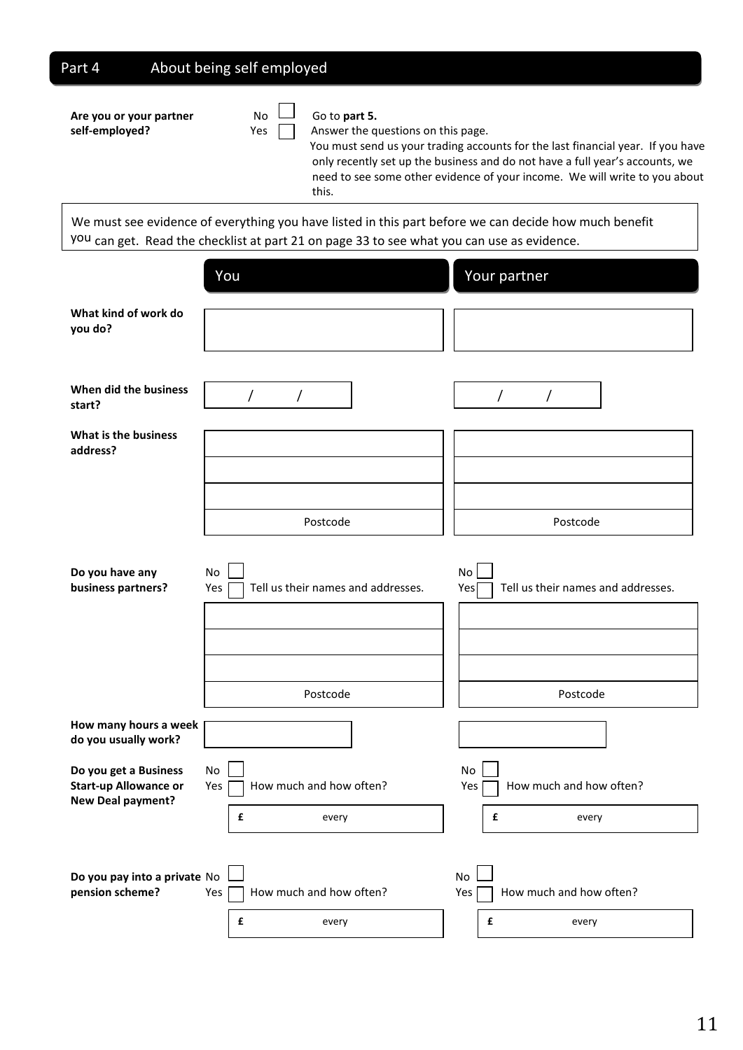## Part 4 About being self employed

**Are you or your partner self-employed?**

No ☐ Go to **part 5.**

Yes ☐ Answer the questions on this page.
You must send us your trading accounts for the last financial year. If you have only recently set up the business and do not have a full year's accounts, we need to see some other evidence of your income. We will write to you about this.

> We must see evidence of everything you have listed in this part before we can decide how much benefit you can get. Read the checklist at part 21 on page 33 to see what you can use as evidence.

| | You | Your partner |
|---|---|---|
| **What kind of work do you do?** | | |
| **When did the business start?** | / / | / / |
| **What is the business address?** | <br><br><br>Postcode | <br><br><br>Postcode |
| **Do you have any business partners?** | No ☐<br>Yes ☐ Tell us their names and addresses.<br><br><br><br>Postcode | No ☐<br>Yes ☐ Tell us their names and addresses.<br><br><br><br>Postcode |
| **How many hours a week do you usually work?** | | |
| **Do you get a Business Start-up Allowance or New Deal payment?** | No ☐<br>Yes ☐ How much and how often?<br>£ every | No ☐<br>Yes ☐ How much and how often?<br>£ every |
| **Do you pay into a private pension scheme?** | No ☐<br>Yes ☐ How much and how often?<br>£ every | No ☐<br>Yes ☐ How much and how often?<br>£ every |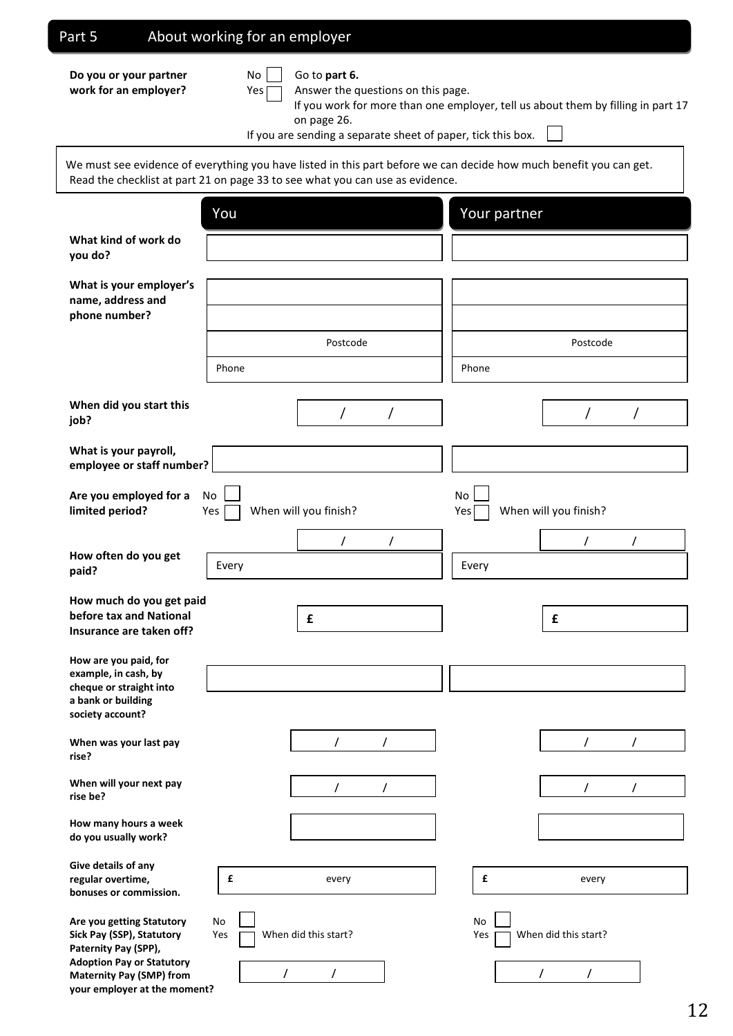## Part 5 About working for an employer

**Do you or your partner work for an employer?**

No ☐ Go to **part 6.**
Yes ☐ Answer the questions on this page.
If you work for more than one employer, tell us about them by filling in part 17 on page 26.

If you are sending a separate sheet of paper, tick this box. ☐

We must see evidence of everything you have listed in this part before we can decide how much benefit you can get. Read the checklist at part 21 on page 33 to see what you can use as evidence.

| | You | Your partner |
|---|---|---|
| **What kind of work do you do?** | | |
| **What is your employer's name, address and phone number?** | | |
| | | |
| | Postcode | Postcode |
| | Phone | Phone |
| **When did you start this job?** | / / | / / |
| **What is your payroll, employee or staff number?** | | |
| **Are you employed for a limited period?** | No ☐ Yes ☐ When will you finish? / / | No ☐ Yes ☐ When will you finish? / / |
| **How often do you get paid?** | Every | Every |
| **How much do you get paid before tax and National Insurance are taken off?** | £ | £ |
| **How are you paid, for example, in cash, by cheque or straight into a bank or building society account?** | | |
| **When was your last pay rise?** | / / | / / |
| **When will your next pay rise be?** | / / | / / |
| **How many hours a week do you usually work?** | | |
| **Give details of any regular overtime, bonuses or commission.** | £ every | £ every |
| **Are you getting Statutory Sick Pay (SSP), Statutory Paternity Pay (SPP), Adoption Pay or Statutory Maternity Pay (SMP) from your employer at the moment?** | No ☐ Yes ☐ When did this start? / / | No ☐ Yes ☐ When did this start? / / |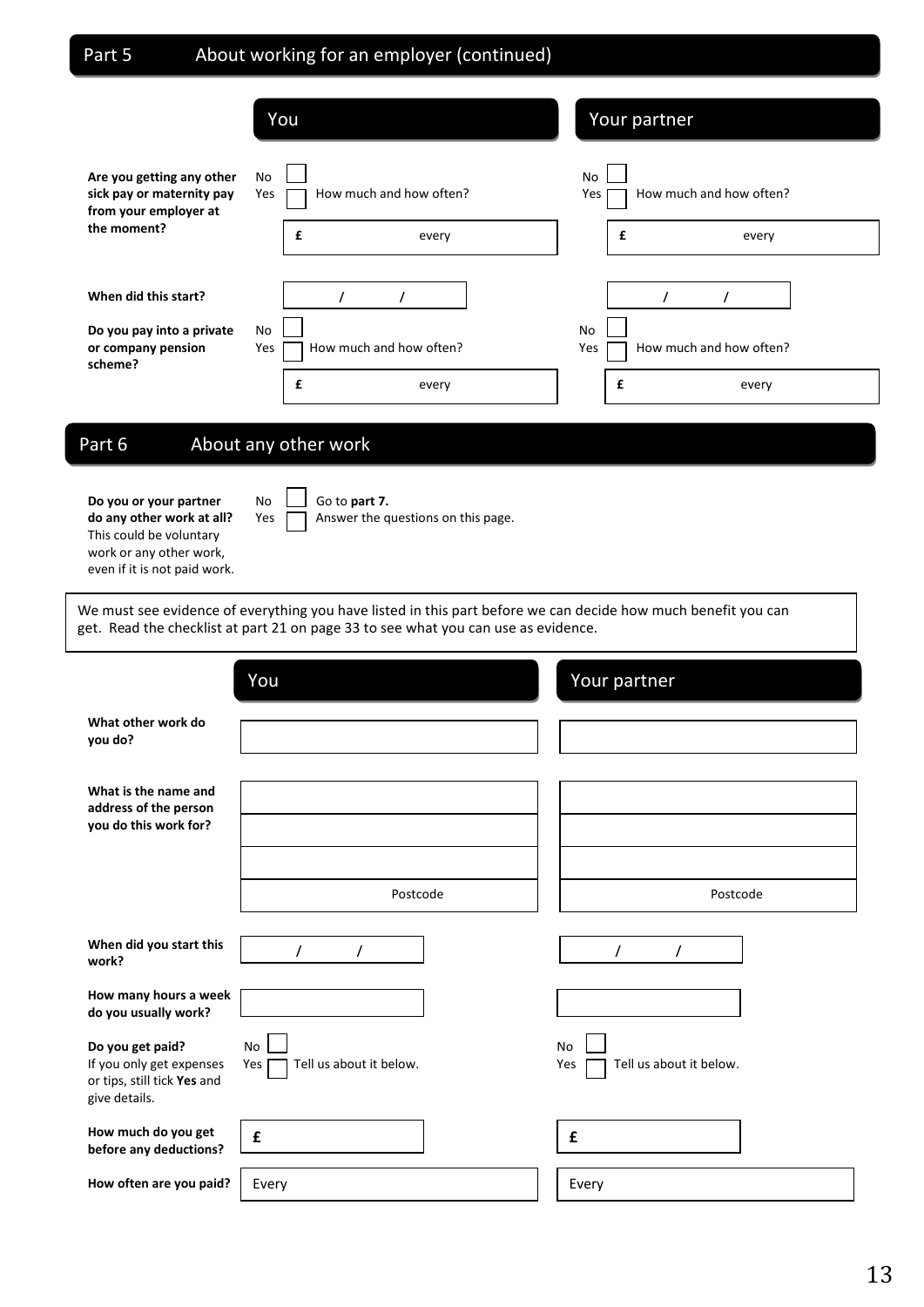## Part 5 About working for an employer (continued)

| | You | Your partner |
|---|---|---|
| **Are you getting any other sick pay or maternity pay from your employer at the moment?** | No ☐ Yes ☐ How much and how often? £ every | No ☐ Yes ☐ How much and how often? £ every |
| **When did this start?** | / / | / / |
| **Do you pay into a private or company pension scheme?** | No ☐ Yes ☐ How much and how often? £ every | No ☐ Yes ☐ How much and how often? £ every |

## Part 6 About any other work

**Do you or your partner do any other work at all?** This could be voluntary work or any other work, even if it is not paid work.

No ☐ Go to **part 7.**
Yes ☐ Answer the questions on this page.

We must see evidence of everything you have listed in this part before we can decide how much benefit you can get. Read the checklist at part 21 on page 33 to see what you can use as evidence.

| | You | Your partner |
|---|---|---|
| **What other work do you do?** | | |
| **What is the name and address of the person you do this work for?** | Postcode | Postcode |
| **When did you start this work?** | / / | / / |
| **How many hours a week do you usually work?** | | |
| **Do you get paid?** If you only get expenses or tips, still tick **Yes** and give details. | No ☐ Yes ☐ Tell us about it below. | No ☐ Yes ☐ Tell us about it below. |
| **How much do you get before any deductions?** | £ | £ |
| **How often are you paid?** | Every | Every |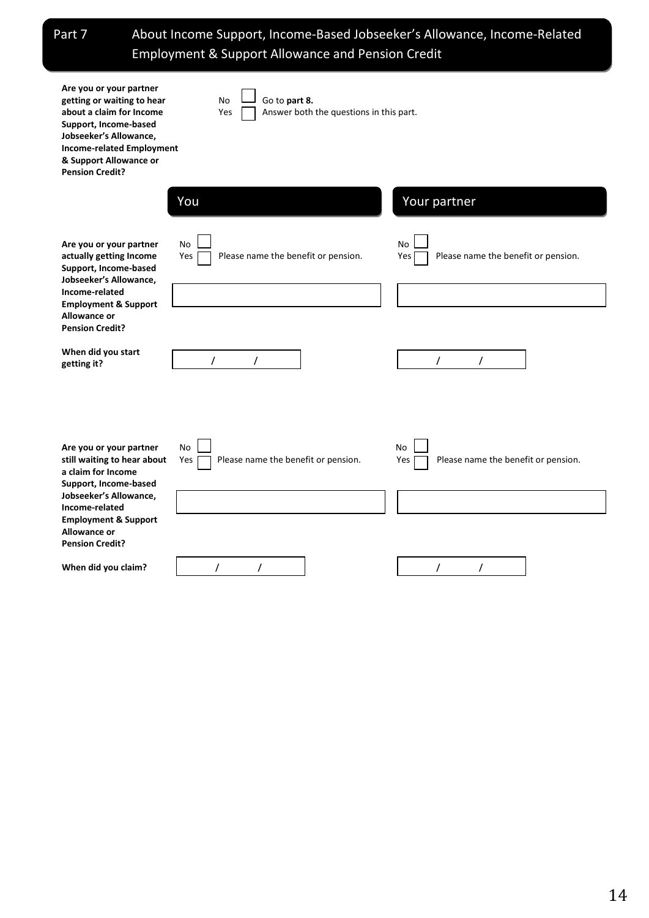## Part 7 About Income Support, Income-Based Jobseeker's Allowance, Income-Related Employment & Support Allowance and Pension Credit

**Are you or your partner getting or waiting to hear about a claim for Income Support, Income-based Jobseeker's Allowance, Income-related Employment & Support Allowance or Pension Credit?**

No ☐ Go to **part 8.**
Yes ☐ Answer both the questions in this part.

| | You | Your partner |
|---|---|---|
| **Are you or your partner actually getting Income Support, Income-based Jobseeker's Allowance, Income-related Employment & Support Allowance or Pension Credit?** | No ☐<br>Yes ☐ Please name the benefit or pension.<br>______ | No ☐<br>Yes ☐ Please name the benefit or pension.<br>______ |
| **When did you start getting it?** | / / | / / |
| **Are you or your partner still waiting to hear about a claim for Income Support, Income-based Jobseeker's Allowance, Income-related Employment & Support Allowance or Pension Credit?** | No ☐<br>Yes ☐ Please name the benefit or pension.<br>______ | No ☐<br>Yes ☐ Please name the benefit or pension.<br>______ |
| **When did you claim?** | / / | / / |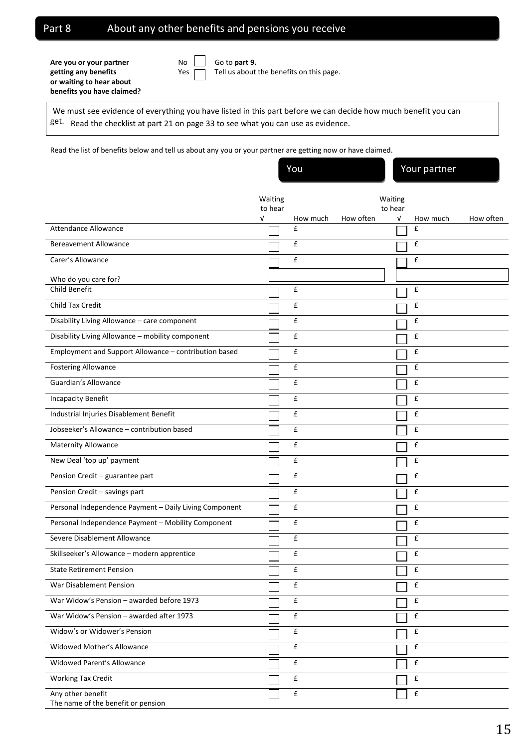## Part 8 About any other benefits and pensions you receive

**Are you or your partner getting any benefits or waiting to hear about benefits you have claimed?**

No ☐ Go to **part 9.**
Yes ☐ Tell us about the benefits on this page.

We must see evidence of everything you have listed in this part before we can decide how much benefit you can get. Read the checklist at part 21 on page 33 to see what you can use as evidence.

Read the list of benefits below and tell us about any you or your partner are getting now or have claimed.

| | You | | | Your partner | | |
|---|---|---|---|---|---|---|
| | Waiting to hear √ | How much | How often | Waiting to hear √ | How much | How often |
| Attendance Allowance | ☐ | £ | | ☐ | £ | |
| Bereavement Allowance | ☐ | £ | | ☐ | £ | |
| Carer's Allowance | ☐ | £ | | ☐ | £ | |
| Who do you care for? | | | | | | |
| Child Benefit | ☐ | £ | | ☐ | £ | |
| Child Tax Credit | ☐ | £ | | ☐ | £ | |
| Disability Living Allowance – care component | ☐ | £ | | ☐ | £ | |
| Disability Living Allowance – mobility component | ☐ | £ | | ☐ | £ | |
| Employment and Support Allowance – contribution based | ☐ | £ | | ☐ | £ | |
| Fostering Allowance | ☐ | £ | | ☐ | £ | |
| Guardian's Allowance | ☐ | £ | | ☐ | £ | |
| Incapacity Benefit | ☐ | £ | | ☐ | £ | |
| Industrial Injuries Disablement Benefit | ☐ | £ | | ☐ | £ | |
| Jobseeker's Allowance – contribution based | ☐ | £ | | ☐ | £ | |
| Maternity Allowance | ☐ | £ | | ☐ | £ | |
| New Deal 'top up' payment | ☐ | £ | | ☐ | £ | |
| Pension Credit – guarantee part | ☐ | £ | | ☐ | £ | |
| Pension Credit – savings part | ☐ | £ | | ☐ | £ | |
| Personal Independence Payment – Daily Living Component | ☐ | £ | | ☐ | £ | |
| Personal Independence Payment – Mobility Component | ☐ | £ | | ☐ | £ | |
| Severe Disablement Allowance | ☐ | £ | | ☐ | £ | |
| Skillseeker's Allowance – modern apprentice | ☐ | £ | | ☐ | £ | |
| State Retirement Pension | ☐ | £ | | ☐ | £ | |
| War Disablement Pension | ☐ | £ | | ☐ | £ | |
| War Widow's Pension – awarded before 1973 | ☐ | £ | | ☐ | £ | |
| War Widow's Pension – awarded after 1973 | ☐ | £ | | ☐ | £ | |
| Widow's or Widower's Pension | ☐ | £ | | ☐ | £ | |
| Widowed Mother's Allowance | ☐ | £ | | ☐ | £ | |
| Widowed Parent's Allowance | ☐ | £ | | ☐ | £ | |
| Working Tax Credit | ☐ | £ | | ☐ | £ | |
| Any other benefit<br>The name of the benefit or pension | ☐ | £ | | ☐ | £ | |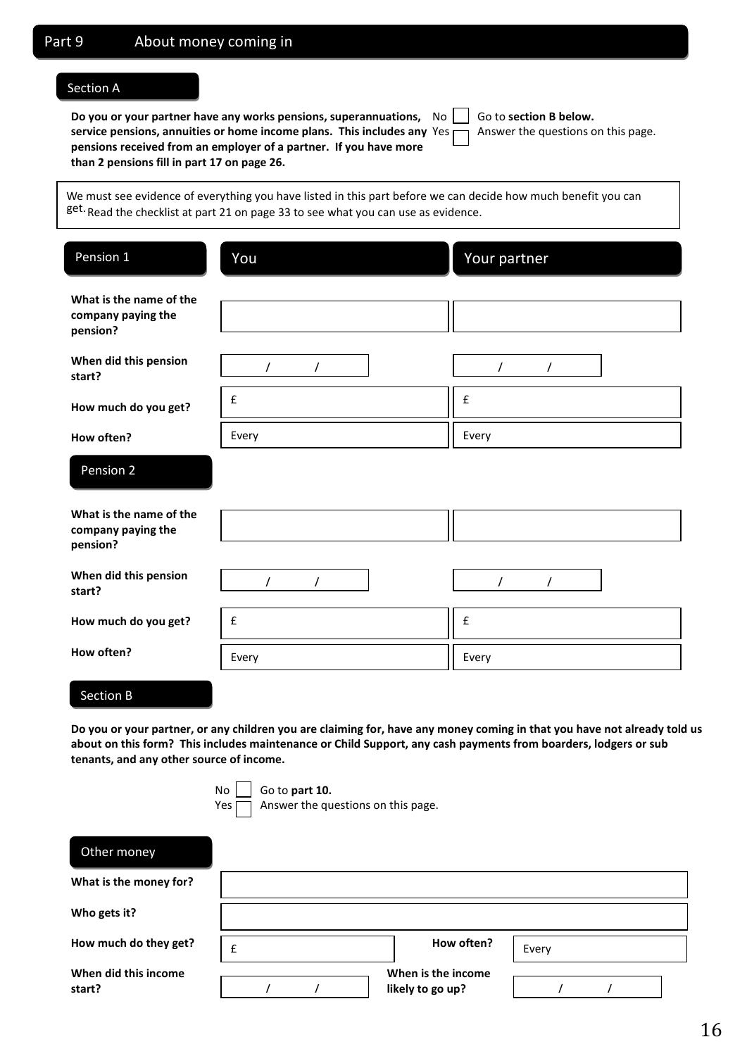# Part 9 About money coming in

## Section A

**Do you or your partner have any works pensions, superannuations, service pensions, annuities or home income plans. This includes any pensions received from an employer of a partner. If you have more than 2 pensions fill in part 17 on page 26.**

No ☐ Go to **section B below.**
Yes ☐ Answer the questions on this page.

We must see evidence of everything you have listed in this part before we can decide how much benefit you can get. Read the checklist at part 21 on page 33 to see what you can use as evidence.

| Pension 1 | You | Your partner |
|---|---|---|
| **What is the name of the company paying the pension?** | | |
| **When did this pension start?** | / / | / / |
| **How much do you get?** | £ | £ |
| **How often?** | Every | Every |

| Pension 2 | You | Your partner |
|---|---|---|
| **What is the name of the company paying the pension?** | | |
| **When did this pension start?** | / / | / / |
| **How much do you get?** | £ | £ |
| **How often?** | Every | Every |

## Section B

**Do you or your partner, or any children you are claiming for, have any money coming in that you have not already told us about on this form? This includes maintenance or Child Support, any cash payments from boarders, lodgers or sub tenants, and any other source of income.**

No ☐ Go to **part 10.**
Yes ☐ Answer the questions on this page.

### Other money

| | | | |
|---|---|---|---|
| **What is the money for?** | | | |
| **Who gets it?** | | | |
| **How much do they get?** | £ | **How often?** | Every |
| **When did this income start?** | / / | **When is the income likely to go up?** | / / |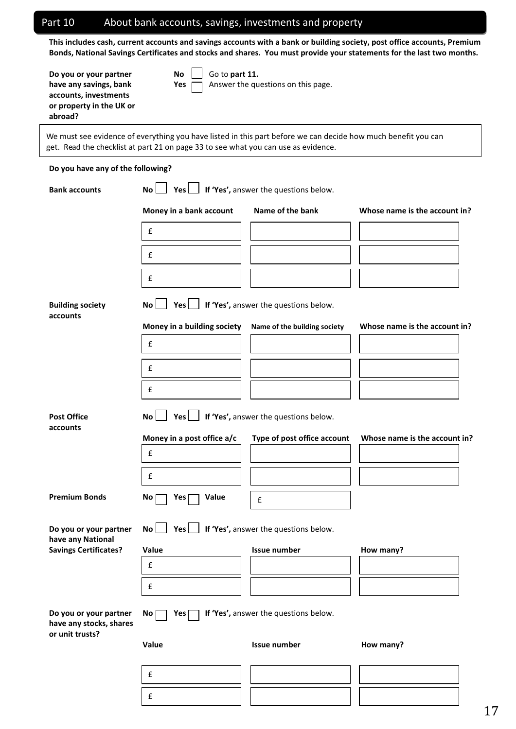## Part 10 About bank accounts, savings, investments and property

**This includes cash, current accounts and savings accounts with a bank or building society, post office accounts, Premium Bonds, National Savings Certificates and stocks and shares. You must provide your statements for the last two months.**

**Do you or your partner have any savings, bank accounts, investments or property in the UK or abroad?**

**No** ☐ Go to **part 11.**
**Yes** ☐ Answer the questions on this page.

We must see evidence of everything you have listed in this part before we can decide how much benefit you can get. Read the checklist at part 21 on page 33 to see what you can use as evidence.

**Do you have any of the following?**

**Bank accounts** **No** ☐ **Yes** ☐ **If 'Yes',** answer the questions below.

| Money in a bank account | Name of the bank | Whose name is the account in? |
|---|---|---|
| £ | | |
| £ | | |
| £ | | |

**Building society accounts** **No** ☐ **Yes** ☐ **If 'Yes',** answer the questions below.

| Money in a building society | Name of the building society | Whose name is the account in? |
|---|---|---|
| £ | | |
| £ | | |
| £ | | |

**Post Office accounts** **No** ☐ **Yes** ☐ **If 'Yes',** answer the questions below.

| Money in a post office a/c | Type of post office account | Whose name is the account in? |
|---|---|---|
| £ | | |
| £ | | |

**Premium Bonds** **No** ☐ **Yes** ☐ **Value** £

**Do you or your partner have any National Savings Certificates?** **No** ☐ **Yes** ☐ **If 'Yes',** answer the questions below.

| Value | Issue number | How many? |
|---|---|---|
| £ | | |
| £ | | |

**Do you or your partner have any stocks, shares or unit trusts?** **No** ☐ **Yes** ☐ **If 'Yes',** answer the questions below.

| Value | Issue number | How many? |
|---|---|---|
| £ | | |
| £ | | |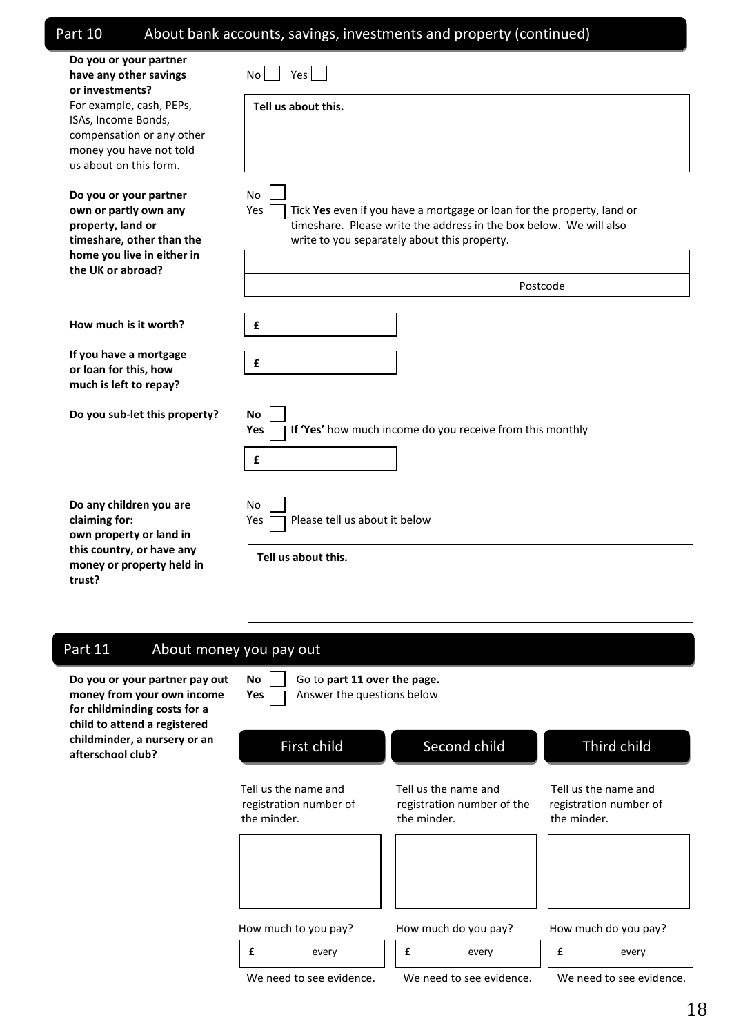## Part 10 About bank accounts, savings, investments and property (continued)

**Do you or your partner have any other savings or investments?**
For example, cash, PEPs, ISAs, Income Bonds, compensation or any other money you have not told us about on this form.

No ☐ Yes ☐

**Tell us about this.**

**Do you or your partner own or partly own any property, land or timeshare, other than the home you live in either in the UK or abroad?**

No ☐
Yes ☐ Tick **Yes** even if you have a mortgage or loan for the property, land or timeshare. Please write the address in the box below. We will also write to you separately about this property.

Postcode

**How much is it worth?** £

**If you have a mortgage or loan for this, how much is left to repay?** £

**Do you sub-let this property?**

**No** ☐
**Yes** ☐ **If 'Yes'** how much income do you receive from this monthly

£

**Do any children you are claiming for: own property or land in this country, or have any money or property held in trust?**

No ☐
Yes ☐ Please tell us about it below

**Tell us about this.**

## Part 11 About money you pay out

**Do you or your partner pay out money from your own income for childminding costs for a child to attend a registered childminder, a nursery or an afterschool club?**

**No** ☐ Go to **part 11 over the page.**
**Yes** ☐ Answer the questions below

| First child | Second child | Third child |
|---|---|---|
| Tell us the name and registration number of the minder. | Tell us the name and registration number of the minder. | Tell us the name and registration number of the minder. |
| | | |
| How much to you pay? | How much do you pay? | How much do you pay? |
| £ every | £ every | £ every |
| We need to see evidence. | We need to see evidence. | We need to see evidence. |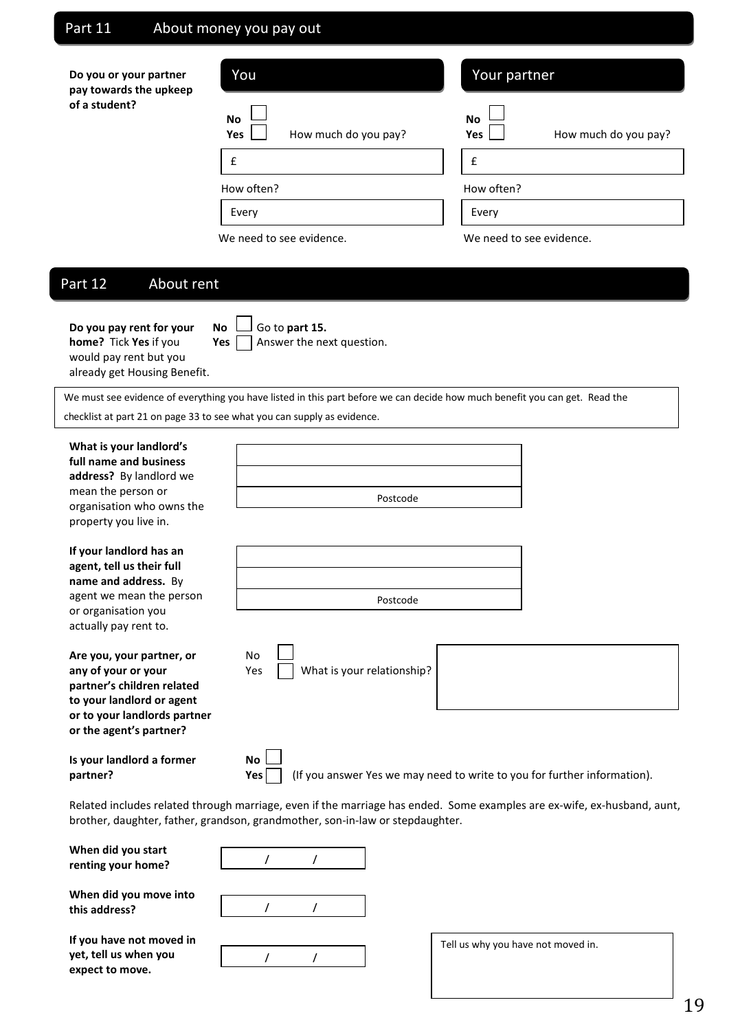## Part 11 About money you pay out

**Do you or your partner pay towards the upkeep of a student?**

| | You | Your partner |
|---|---|---|
| | **No** ☐ | **No** ☐ |
| | **Yes** ☐ How much do you pay? | **Yes** ☐ How much do you pay? |
| | £ | £ |
| | How often? | How often? |
| | Every | Every |
| | We need to see evidence. | We need to see evidence. |

## Part 12 About rent

**Do you pay rent for your home?** Tick **Yes** if you would pay rent but you already get Housing Benefit.

**No** ☐ Go to **part 15.**
**Yes** ☐ Answer the next question.

We must see evidence of everything you have listed in this part before we can decide how much benefit you can get. Read the checklist at part 21 on page 33 to see what you can supply as evidence.

**What is your landlord's full name and business address?** By landlord we mean the person or organisation who owns the property you live in.

Postcode

**If your landlord has an agent, tell us their full name and address.** By agent we mean the person or organisation you actually pay rent to.

Postcode

**Are you, your partner, or any of your or your partner's children related to your landlord or agent or to your landlords partner or the agent's partner?**

No ☐
Yes ☐ What is your relationship?

**Is your landlord a former partner?**

**No** ☐
**Yes** ☐ (If you answer Yes we may need to write to you for further information).

Related includes related through marriage, even if the marriage has ended. Some examples are ex-wife, ex-husband, aunt, brother, daughter, father, grandson, grandmother, son-in-law or stepdaughter.

**When did you start renting your home?** / /

**When did you move into this address?** / /

**If you have not moved in yet, tell us when you expect to move.** / /

Tell us why you have not moved in.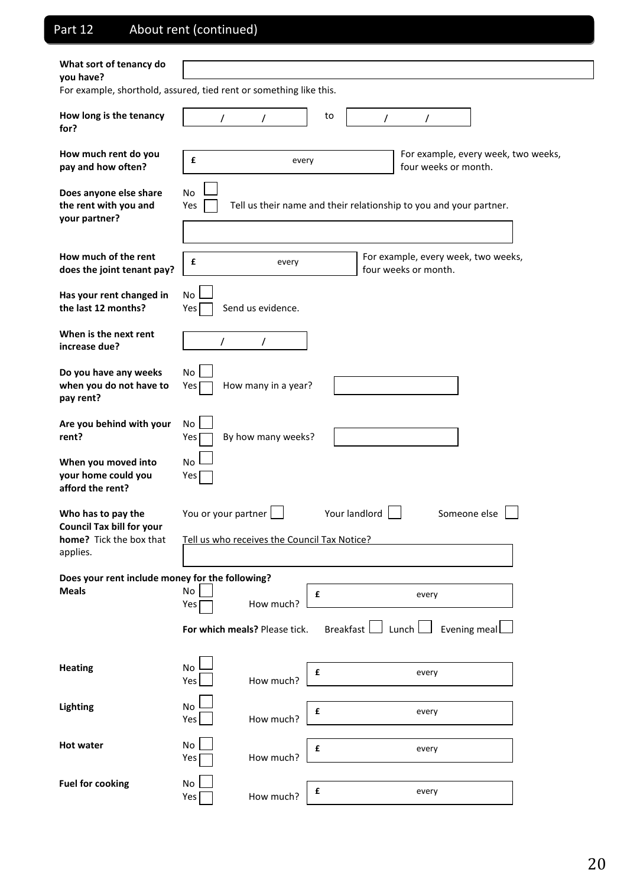## Part 12 About rent (continued)

**What sort of tenancy do you have?**

For example, shorthold, assured, tied rent or something like this.

**How long is the tenancy for?** / / to / /

**How much rent do you pay and how often?** £ every

For example, every week, two weeks, four weeks or month.

**Does anyone else share the rent with you and your partner?**

No ☐
Yes ☐ Tell us their name and their relationship to you and your partner.

**How much of the rent does the joint tenant pay?** £ every

For example, every week, two weeks, four weeks or month.

**Has your rent changed in the last 12 months?**

No ☐
Yes ☐ Send us evidence.

**When is the next rent increase due?** / /

**Do you have any weeks when you do not have to pay rent?**

No ☐
Yes ☐ How many in a year?

**Are you behind with your rent?**

No ☐
Yes ☐ By how many weeks?

**When you moved into your home could you afford the rent?**

No ☐
Yes ☐

**Who has to pay the Council Tax bill for your home?** Tick the box that applies.

You or your partner ☐ Your landlord ☐ Someone else ☐

Tell us who receives the Council Tax Notice?

**Does your rent include money for the following?**

**Meals**

No ☐
Yes ☐ How much? £ every

**For which meals?** Please tick. Breakfast ☐ Lunch ☐ Evening meal ☐

**Heating**

No ☐
Yes ☐ How much? £ every

**Lighting**

No ☐
Yes ☐ How much? £ every

**Hot water**

No ☐
Yes ☐ How much? £ every

**Fuel for cooking**

No ☐
Yes ☐ How much? £ every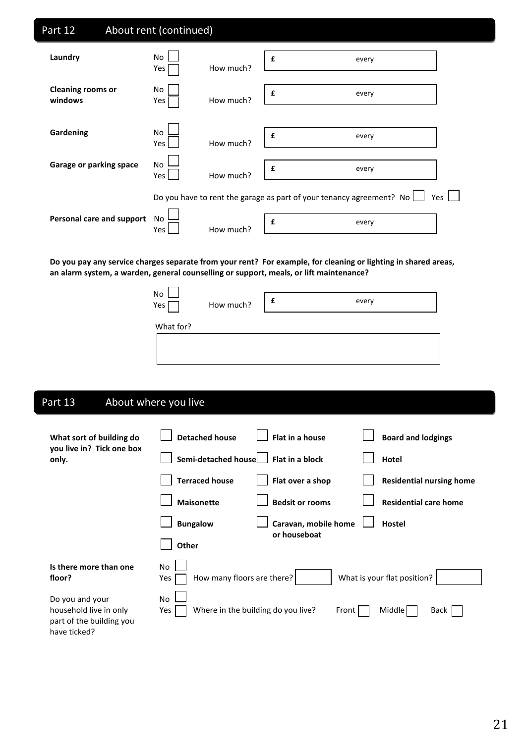## Part 12 About rent (continued)

**Laundry** No ☐ Yes ☐ How much? £ every

**Cleaning rooms or windows** No ☐ Yes ☐ How much? £ every

**Gardening** No ☐ Yes ☐ How much? £ every

**Garage or parking space** No ☐ Yes ☐ How much? £ every

Do you have to rent the garage as part of your tenancy agreement? No ☐ Yes ☐

**Personal care and support** No ☐ Yes ☐ How much? £ every

**Do you pay any service charges separate from your rent? For example, for cleaning or lighting in shared areas, an alarm system, a warden, general counselling or support, meals, or lift maintenance?**

No ☐ Yes ☐ How much? £ every

What for?

## Part 13 About where you live

**What sort of building do you live in? Tick one box only.**

| | | |
|---|---|---|
| ☐ **Detached house** | ☐ **Flat in a house** | ☐ **Board and lodgings** |
| ☐ **Semi-detached house** | ☐ **Flat in a block** | ☐ **Hotel** |
| ☐ **Terraced house** | ☐ **Flat over a shop** | ☐ **Residential nursing home** |
| ☐ **Maisonette** | ☐ **Bedsit or rooms** | ☐ **Residential care home** |
| ☐ **Bungalow** | ☐ **Caravan, mobile home or houseboat** | ☐ **Hostel** |
| ☐ **Other** | | |

**Is there more than one floor?** No ☐ Yes ☐ How many floors are there? What is your flat position?

Do you and your household live in only part of the building you have ticked? No ☐ Yes ☐ Where in the building do you live? Front ☐ Middle ☐ Back ☐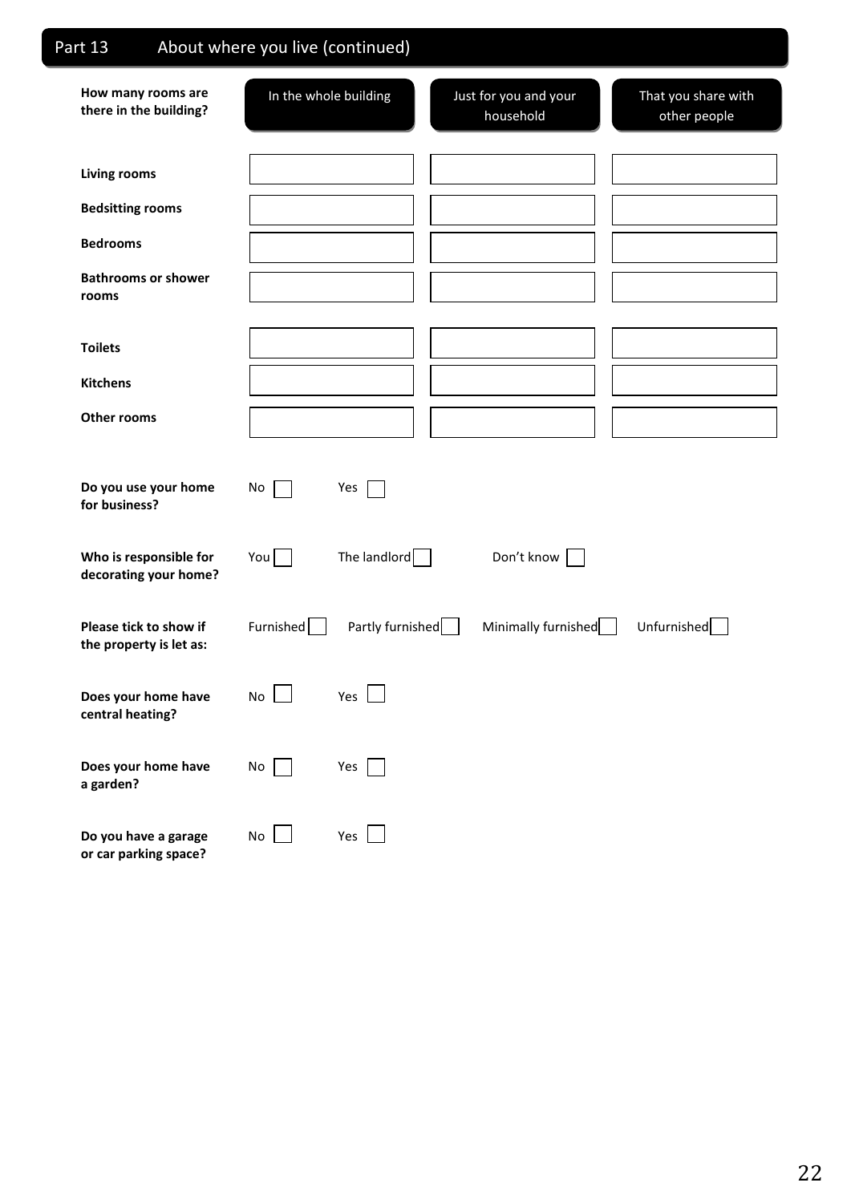## Part 13 About where you live (continued)

| How many rooms are there in the building? | In the whole building | Just for you and your household | That you share with other people |
| --- | --- | --- | --- |
| Living rooms | | | |
| Bedsitting rooms | | | |
| Bedrooms | | | |
| Bathrooms or shower rooms | | | |
| Toilets | | | |
| Kitchens | | | |
| Other rooms | | | |

**Do you use your home for business?** No ☐ Yes ☐

**Who is responsible for decorating your home?** You ☐ The landlord ☐ Don't know ☐

**Please tick to show if the property is let as:** Furnished ☐ Partly furnished ☐ Minimally furnished ☐ Unfurnished ☐

**Does your home have central heating?** No ☐ Yes ☐

**Does your home have a garden?** No ☐ Yes ☐

**Do you have a garage or car parking space?** No ☐ Yes ☐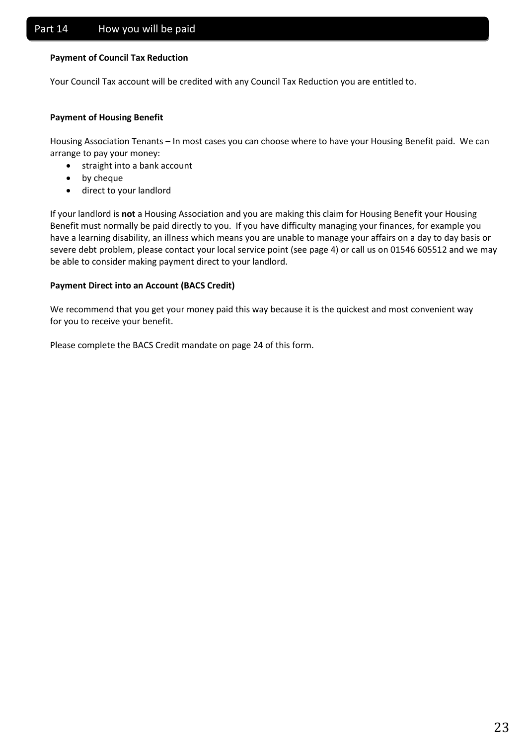## Part 14 How you will be paid

**Payment of Council Tax Reduction**

Your Council Tax account will be credited with any Council Tax Reduction you are entitled to.

**Payment of Housing Benefit**

Housing Association Tenants – In most cases you can choose where to have your Housing Benefit paid. We can arrange to pay your money:

- straight into a bank account
- by cheque
- direct to your landlord

If your landlord is **not** a Housing Association and you are making this claim for Housing Benefit your Housing Benefit must normally be paid directly to you. If you have difficulty managing your finances, for example you have a learning disability, an illness which means you are unable to manage your affairs on a day to day basis or severe debt problem, please contact your local service point (see page 4) or call us on 01546 605512 and we may be able to consider making payment direct to your landlord.

**Payment Direct into an Account (BACS Credit)**

We recommend that you get your money paid this way because it is the quickest and most convenient way for you to receive your benefit.

Please complete the BACS Credit mandate on page 24 of this form.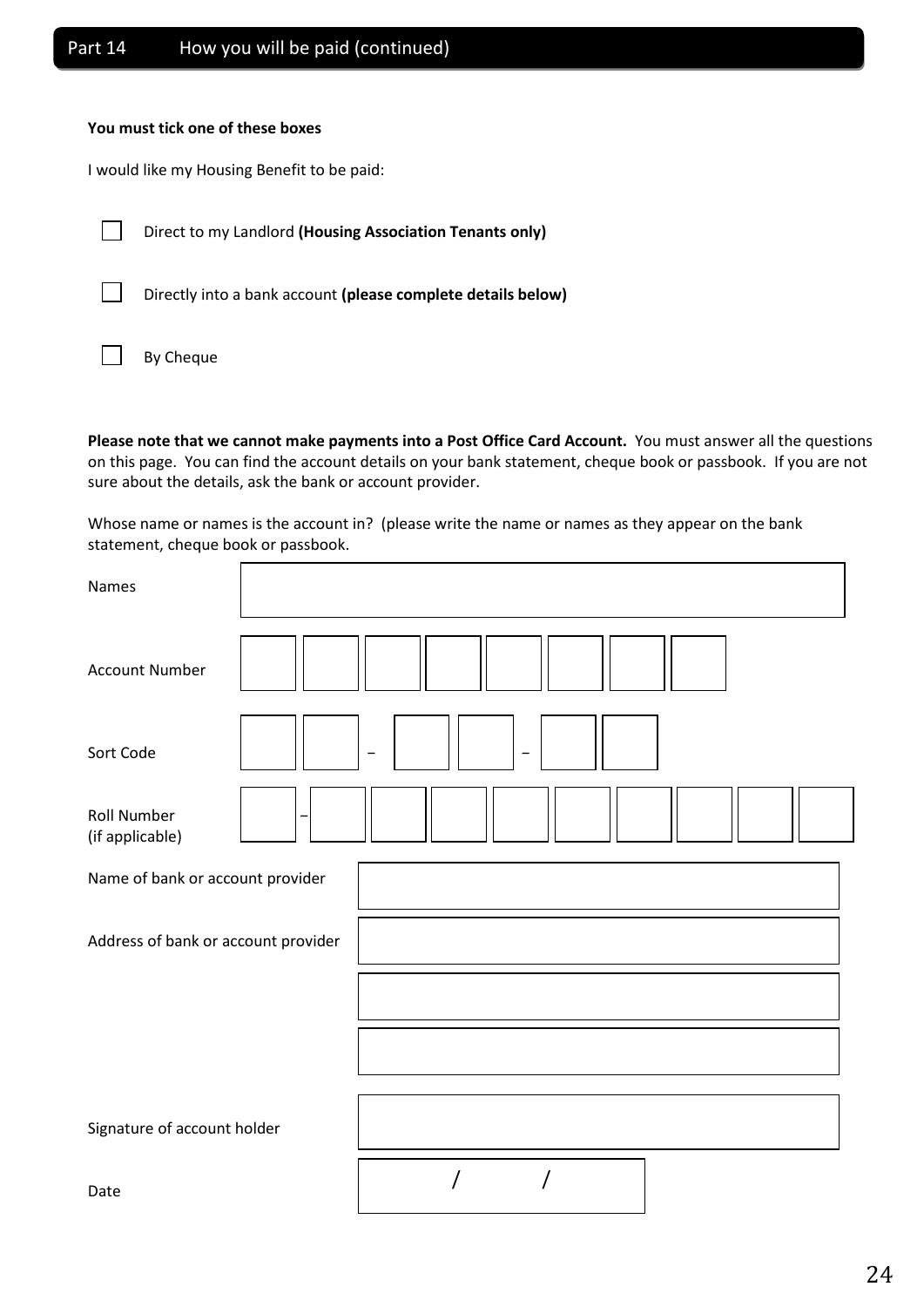## Part 14 How you will be paid (continued)

**You must tick one of these boxes**

I would like my Housing Benefit to be paid:

- ☐ Direct to my Landlord **(Housing Association Tenants only)**
- ☐ Directly into a bank account **(please complete details below)**
- ☐ By Cheque

**Please note that we cannot make payments into a Post Office Card Account.** You must answer all the questions on this page. You can find the account details on your bank statement, cheque book or passbook. If you are not sure about the details, ask the bank or account provider.

Whose name or names is the account in? (please write the name or names as they appear on the bank statement, cheque book or passbook.

| | |
|---|---|
| Names | |
| Account Number | ☐☐☐☐☐☐☐☐ |
| Sort Code | ☐☐ – ☐☐ – ☐☐ |
| Roll Number (if applicable) | ☐ – ☐☐☐☐☐☐☐☐☐ |
| Name of bank or account provider | |
| Address of bank or account provider | |
| | |
| | |
| Signature of account holder | |
| Date | / / |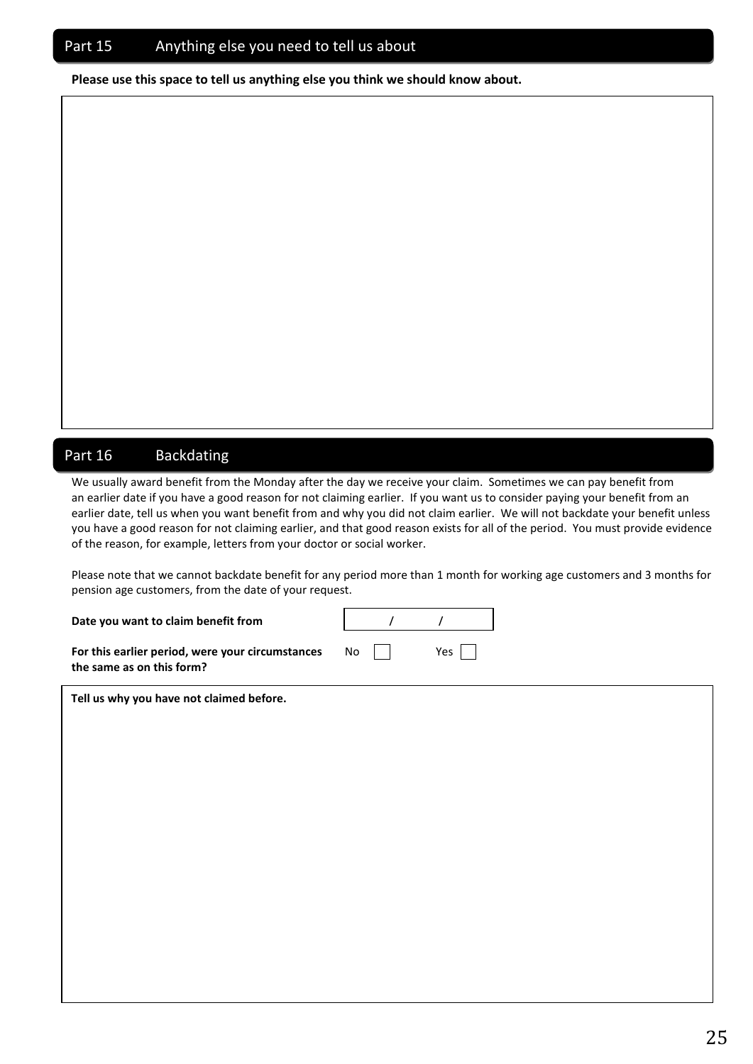## Part 15 Anything else you need to tell us about

**Please use this space to tell us anything else you think we should know about.**

## Part 16 Backdating

We usually award benefit from the Monday after the day we receive your claim. Sometimes we can pay benefit from an earlier date if you have a good reason for not claiming earlier. If you want us to consider paying your benefit from an earlier date, tell us when you want benefit from and why you did not claim earlier. We will not backdate your benefit unless you have a good reason for not claiming earlier, and that good reason exists for all of the period. You must provide evidence of the reason, for example, letters from your doctor or social worker.

Please note that we cannot backdate benefit for any period more than 1 month for working age customers and 3 months for pension age customers, from the date of your request.

**Date you want to claim benefit from** &nbsp;&nbsp; / &nbsp;&nbsp; /

**For this earlier period, were your circumstances the same as on this form?** No ☐ Yes ☐

**Tell us why you have not claimed before.**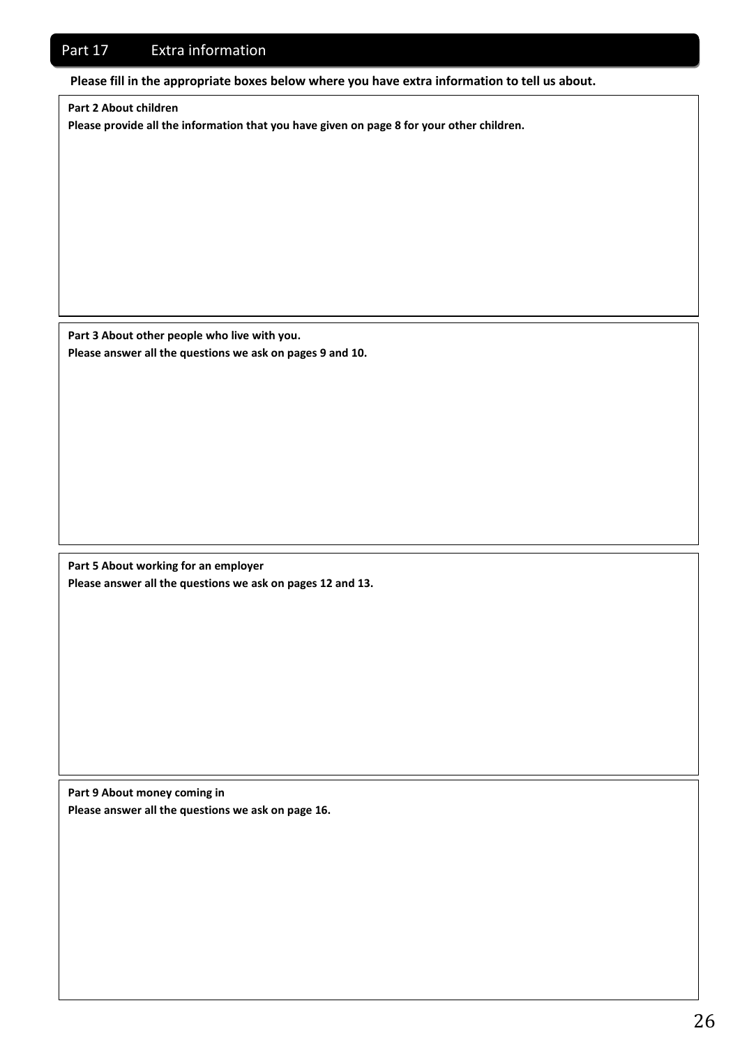## Part 17 Extra information

**Please fill in the appropriate boxes below where you have extra information to tell us about.**

**Part 2 About children**

**Please provide all the information that you have given on page 8 for your other children.**

**Part 3 About other people who live with you.**

**Please answer all the questions we ask on pages 9 and 10.**

**Part 5 About working for an employer**

**Please answer all the questions we ask on pages 12 and 13.**

**Part 9 About money coming in**

**Please answer all the questions we ask on page 16.**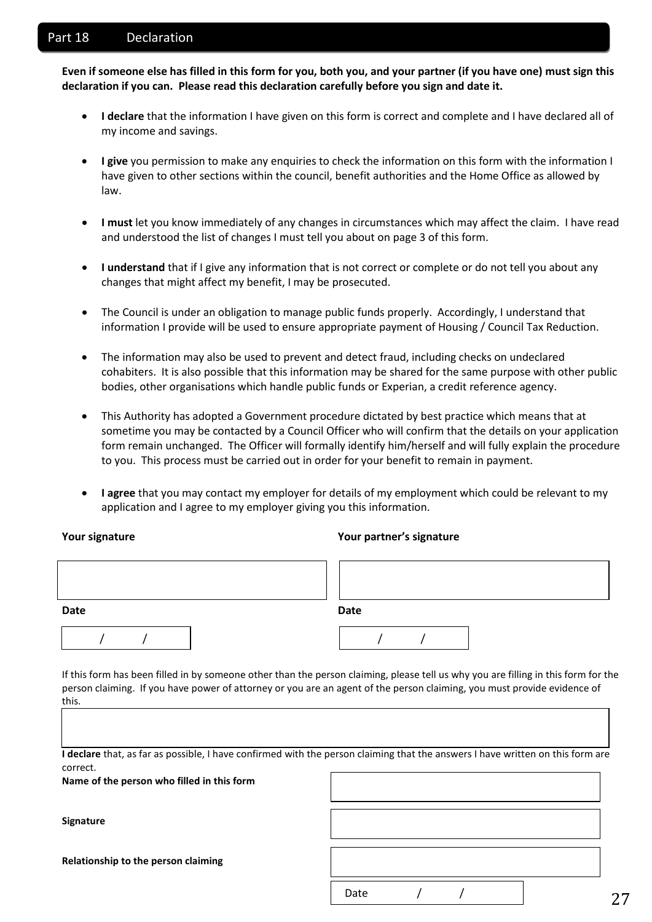## Part 18 Declaration

**Even if someone else has filled in this form for you, both you, and your partner (if you have one) must sign this declaration if you can. Please read this declaration carefully before you sign and date it.**

- **I declare** that the information I have given on this form is correct and complete and I have declared all of my income and savings.
- **I give** you permission to make any enquiries to check the information on this form with the information I have given to other sections within the council, benefit authorities and the Home Office as allowed by law.
- **I must** let you know immediately of any changes in circumstances which may affect the claim. I have read and understood the list of changes I must tell you about on page 3 of this form.
- **I understand** that if I give any information that is not correct or complete or do not tell you about any changes that might affect my benefit, I may be prosecuted.
- The Council is under an obligation to manage public funds properly. Accordingly, I understand that information I provide will be used to ensure appropriate payment of Housing / Council Tax Reduction.
- The information may also be used to prevent and detect fraud, including checks on undeclared cohabiters. It is also possible that this information may be shared for the same purpose with other public bodies, other organisations which handle public funds or Experian, a credit reference agency.
- This Authority has adopted a Government procedure dictated by best practice which means that at sometime you may be contacted by a Council Officer who will confirm that the details on your application form remain unchanged. The Officer will formally identify him/herself and will fully explain the procedure to you. This process must be carried out in order for your benefit to remain in payment.
- **I agree** that you may contact my employer for details of my employment which could be relevant to my application and I agree to my employer giving you this information.

| **Your signature** | **Your partner's signature** |
|---|---|
| | |
| **Date** | **Date** |
| / / | / / |

If this form has been filled in by someone other than the person claiming, please tell us why you are filling in this form for the person claiming. If you have power of attorney or you are an agent of the person claiming, you must provide evidence of this.

| |
|---|
| |

**I declare** that, as far as possible, I have confirmed with the person claiming that the answers I have written on this form are correct.

| | |
|---|---|
| **Name of the person who filled in this form** | |
| **Signature** | |
| **Relationship to the person claiming** | |
| | Date / / |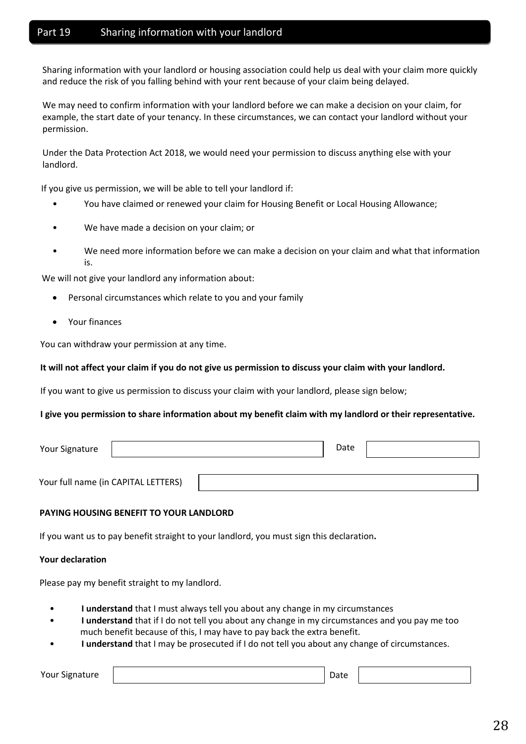## Part 19 Sharing information with your landlord

Sharing information with your landlord or housing association could help us deal with your claim more quickly and reduce the risk of you falling behind with your rent because of your claim being delayed.

We may need to confirm information with your landlord before we can make a decision on your claim, for example, the start date of your tenancy. In these circumstances, we can contact your landlord without your permission.

Under the Data Protection Act 2018, we would need your permission to discuss anything else with your landlord.

If you give us permission, we will be able to tell your landlord if:

- You have claimed or renewed your claim for Housing Benefit or Local Housing Allowance;
- We have made a decision on your claim; or
- We need more information before we can make a decision on your claim and what that information is.

We will not give your landlord any information about:

- Personal circumstances which relate to you and your family
- Your finances

You can withdraw your permission at any time.

**It will not affect your claim if you do not give us permission to discuss your claim with your landlord.**

If you want to give us permission to discuss your claim with your landlord, please sign below;

**I give you permission to share information about my benefit claim with my landlord or their representative.**

Your Signature ______________________ Date ____________

Your full name (in CAPITAL LETTERS) ______________________

**PAYING HOUSING BENEFIT TO YOUR LANDLORD**

If you want us to pay benefit straight to your landlord, you must sign this declaration**.**

**Your declaration**

Please pay my benefit straight to my landlord.

- **I understand** that I must always tell you about any change in my circumstances
- **I understand** that if I do not tell you about any change in my circumstances and you pay me too much benefit because of this, I may have to pay back the extra benefit.
- **I understand** that I may be prosecuted if I do not tell you about any change of circumstances.

Your Signature ______________________ Date ____________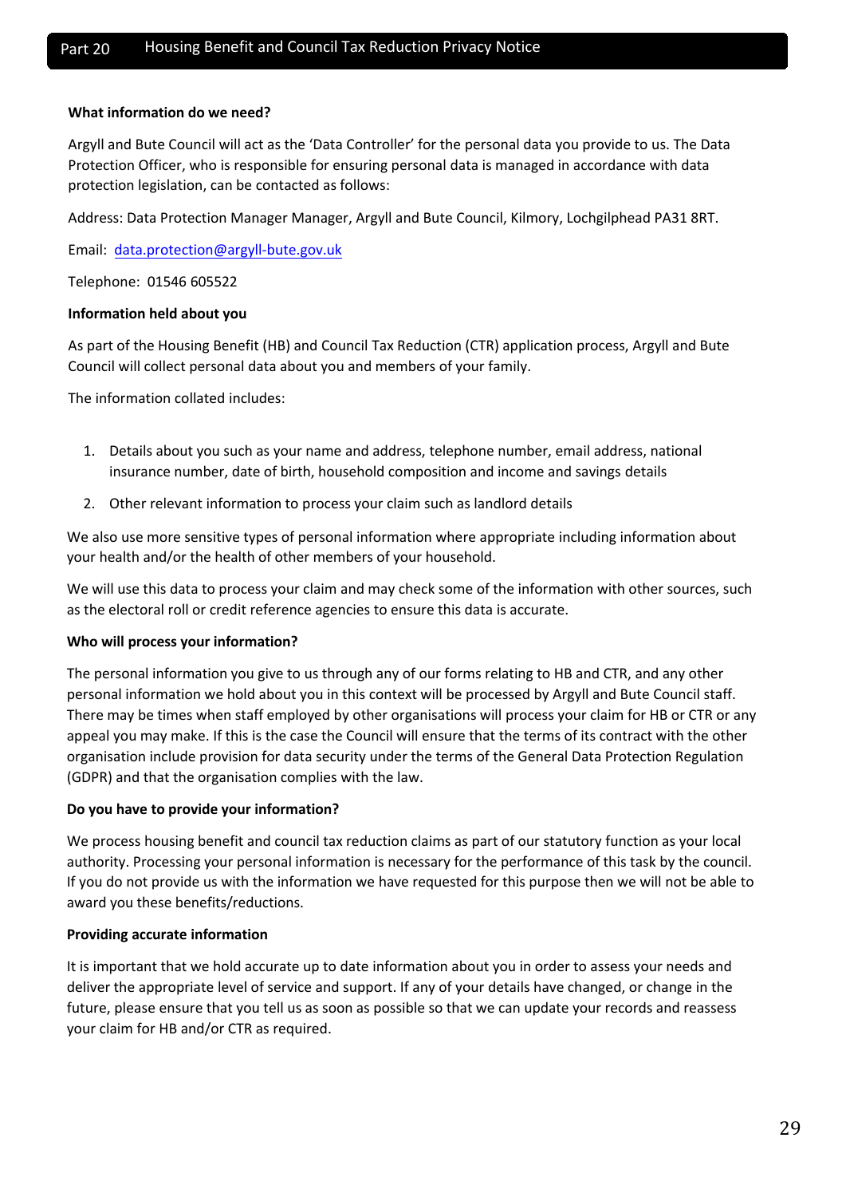## Part 20 Housing Benefit and Council Tax Reduction Privacy Notice

**What information do we need?**

Argyll and Bute Council will act as the 'Data Controller' for the personal data you provide to us. The Data Protection Officer, who is responsible for ensuring personal data is managed in accordance with data protection legislation, can be contacted as follows:

Address: Data Protection Manager Manager, Argyll and Bute Council, Kilmory, Lochgilphead PA31 8RT.

Email: data.protection@argyll-bute.gov.uk

Telephone: 01546 605522

**Information held about you**

As part of the Housing Benefit (HB) and Council Tax Reduction (CTR) application process, Argyll and Bute Council will collect personal data about you and members of your family.

The information collated includes:

1. Details about you such as your name and address, telephone number, email address, national insurance number, date of birth, household composition and income and savings details
2. Other relevant information to process your claim such as landlord details

We also use more sensitive types of personal information where appropriate including information about your health and/or the health of other members of your household.

We will use this data to process your claim and may check some of the information with other sources, such as the electoral roll or credit reference agencies to ensure this data is accurate.

**Who will process your information?**

The personal information you give to us through any of our forms relating to HB and CTR, and any other personal information we hold about you in this context will be processed by Argyll and Bute Council staff. There may be times when staff employed by other organisations will process your claim for HB or CTR or any appeal you may make. If this is the case the Council will ensure that the terms of its contract with the other organisation include provision for data security under the terms of the General Data Protection Regulation (GDPR) and that the organisation complies with the law.

**Do you have to provide your information?**

We process housing benefit and council tax reduction claims as part of our statutory function as your local authority. Processing your personal information is necessary for the performance of this task by the council. If you do not provide us with the information we have requested for this purpose then we will not be able to award you these benefits/reductions.

**Providing accurate information**

It is important that we hold accurate up to date information about you in order to assess your needs and deliver the appropriate level of service and support. If any of your details have changed, or change in the future, please ensure that you tell us as soon as possible so that we can update your records and reassess your claim for HB and/or CTR as required.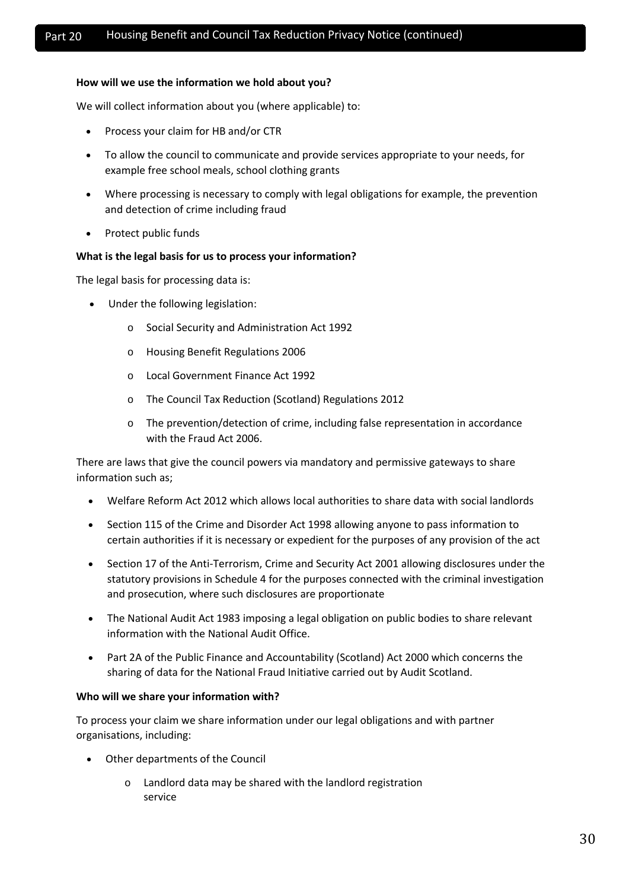## Part 20 Housing Benefit and Council Tax Reduction Privacy Notice (continued)

**How will we use the information we hold about you?**

We will collect information about you (where applicable) to:

- Process your claim for HB and/or CTR
- To allow the council to communicate and provide services appropriate to your needs, for example free school meals, school clothing grants
- Where processing is necessary to comply with legal obligations for example, the prevention and detection of crime including fraud
- Protect public funds

**What is the legal basis for us to process your information?**

The legal basis for processing data is:

- Under the following legislation:
  - Social Security and Administration Act 1992
  - Housing Benefit Regulations 2006
  - Local Government Finance Act 1992
  - The Council Tax Reduction (Scotland) Regulations 2012
  - The prevention/detection of crime, including false representation in accordance with the Fraud Act 2006.

There are laws that give the council powers via mandatory and permissive gateways to share information such as;

- Welfare Reform Act 2012 which allows local authorities to share data with social landlords
- Section 115 of the Crime and Disorder Act 1998 allowing anyone to pass information to certain authorities if it is necessary or expedient for the purposes of any provision of the act
- Section 17 of the Anti-Terrorism, Crime and Security Act 2001 allowing disclosures under the statutory provisions in Schedule 4 for the purposes connected with the criminal investigation and prosecution, where such disclosures are proportionate
- The National Audit Act 1983 imposing a legal obligation on public bodies to share relevant information with the National Audit Office.
- Part 2A of the Public Finance and Accountability (Scotland) Act 2000 which concerns the sharing of data for the National Fraud Initiative carried out by Audit Scotland.

**Who will we share your information with?**

To process your claim we share information under our legal obligations and with partner organisations, including:

- Other departments of the Council
  - Landlord data may be shared with the landlord registration service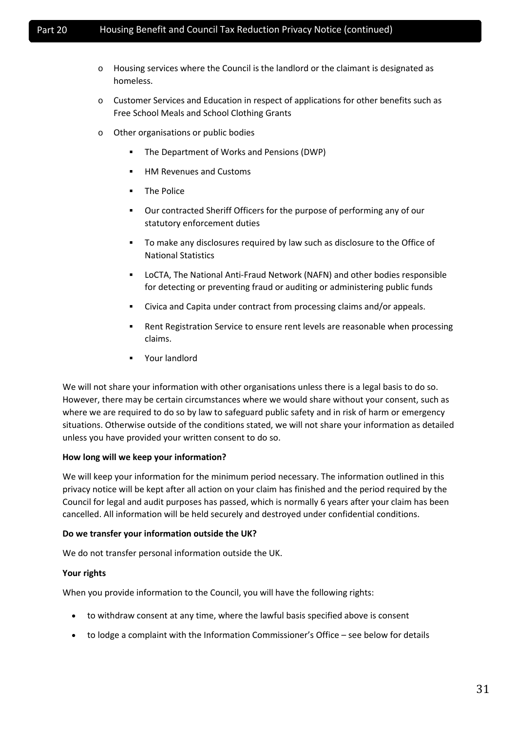- Housing services where the Council is the landlord or the claimant is designated as homeless.
- Customer Services and Education in respect of applications for other benefits such as Free School Meals and School Clothing Grants
- Other organisations or public bodies
    - The Department of Works and Pensions (DWP)
    - HM Revenues and Customs
    - The Police
    - Our contracted Sheriff Officers for the purpose of performing any of our statutory enforcement duties
    - To make any disclosures required by law such as disclosure to the Office of National Statistics
    - LoCTA, The National Anti-Fraud Network (NAFN) and other bodies responsible for detecting or preventing fraud or auditing or administering public funds
    - Civica and Capita under contract from processing claims and/or appeals.
    - Rent Registration Service to ensure rent levels are reasonable when processing claims.
    - Your landlord

We will not share your information with other organisations unless there is a legal basis to do so. However, there may be certain circumstances where we would share without your consent, such as where we are required to do so by law to safeguard public safety and in risk of harm or emergency situations. Otherwise outside of the conditions stated, we will not share your information as detailed unless you have provided your written consent to do so.

**How long will we keep your information?**

We will keep your information for the minimum period necessary. The information outlined in this privacy notice will be kept after all action on your claim has finished and the period required by the Council for legal and audit purposes has passed, which is normally 6 years after your claim has been cancelled. All information will be held securely and destroyed under confidential conditions.

**Do we transfer your information outside the UK?**

We do not transfer personal information outside the UK.

**Your rights**

When you provide information to the Council, you will have the following rights:

- to withdraw consent at any time, where the lawful basis specified above is consent
- to lodge a complaint with the Information Commissioner's Office – see below for details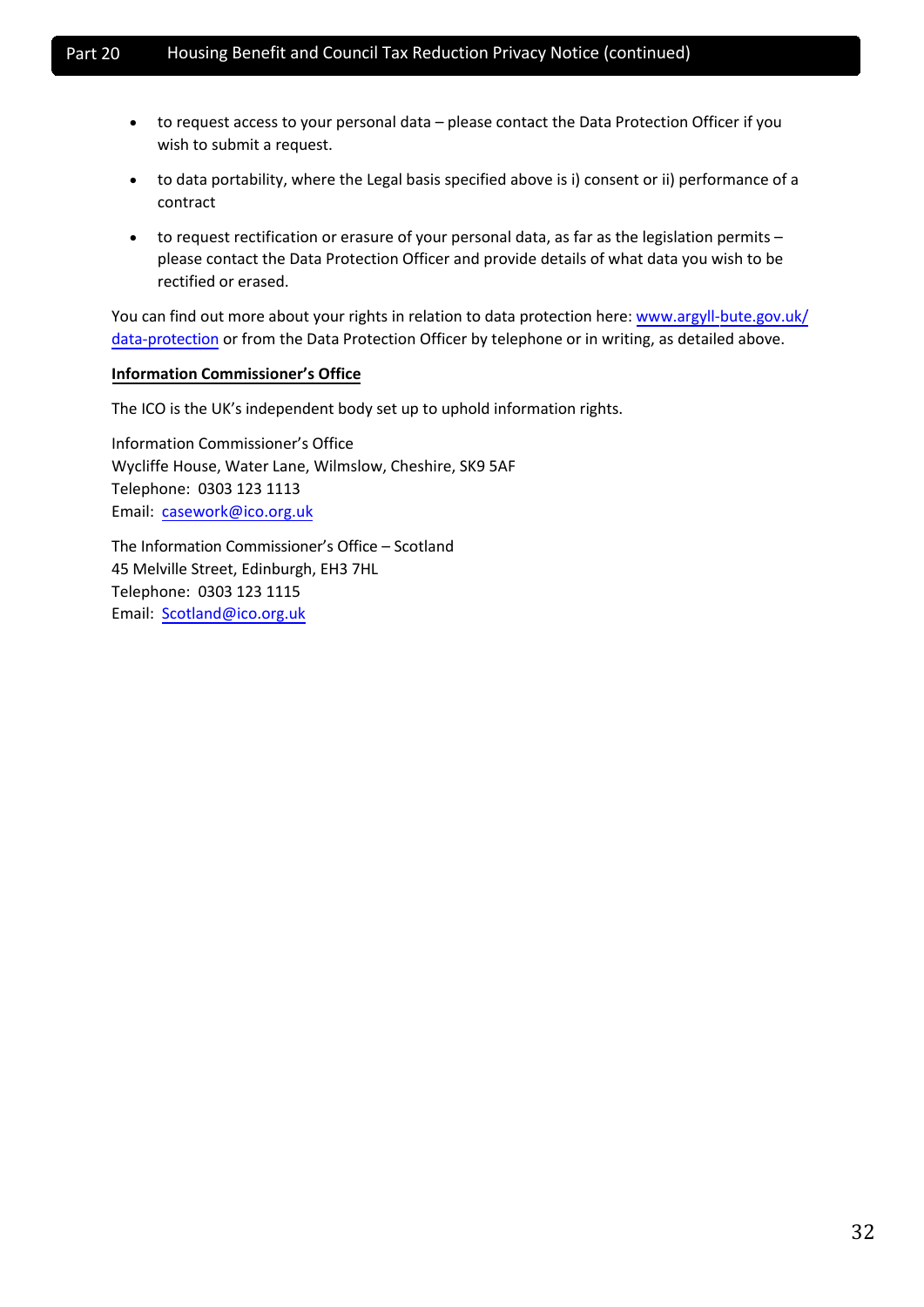- to request access to your personal data – please contact the Data Protection Officer if you wish to submit a request.
- to data portability, where the Legal basis specified above is i) consent or ii) performance of a contract
- to request rectification or erasure of your personal data, as far as the legislation permits – please contact the Data Protection Officer and provide details of what data you wish to be rectified or erased.

You can find out more about your rights in relation to data protection here: www.argyll-bute.gov.uk/data-protection or from the Data Protection Officer by telephone or in writing, as detailed above.

**Information Commissioner's Office**

The ICO is the UK's independent body set up to uphold information rights.

Information Commissioner's Office
Wycliffe House, Water Lane, Wilmslow, Cheshire, SK9 5AF
Telephone: 0303 123 1113
Email: casework@ico.org.uk

The Information Commissioner's Office – Scotland
45 Melville Street, Edinburgh, EH3 7HL
Telephone: 0303 123 1115
Email: Scotland@ico.org.uk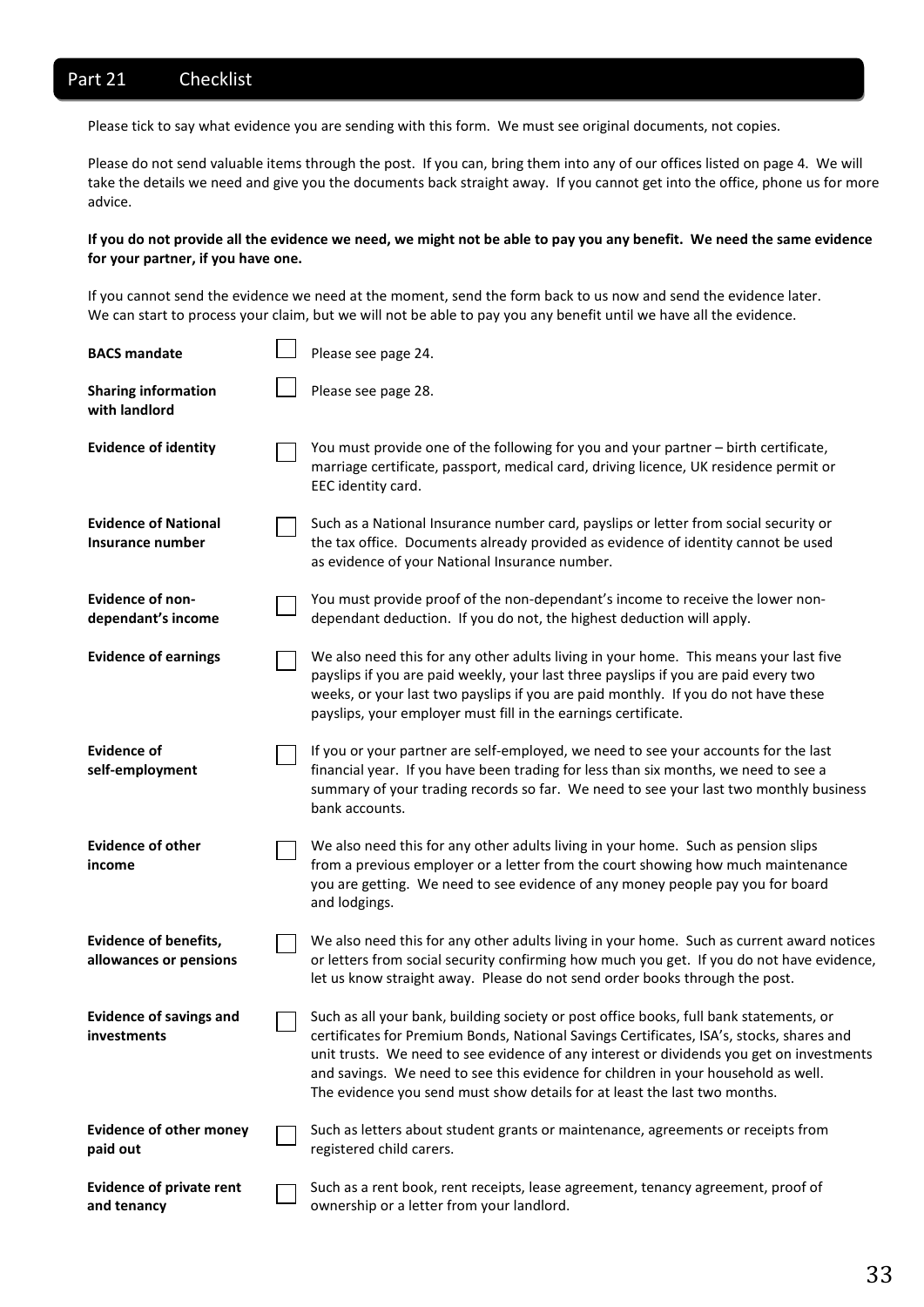## Part 21 Checklist

Please tick to say what evidence you are sending with this form. We must see original documents, not copies.

Please do not send valuable items through the post. If you can, bring them into any of our offices listed on page 4. We will take the details we need and give you the documents back straight away. If you cannot get into the office, phone us for more advice.

**If you do not provide all the evidence we need, we might not be able to pay you any benefit. We need the same evidence for your partner, if you have one.**

If you cannot send the evidence we need at the moment, send the form back to us now and send the evidence later. We can start to process your claim, but we will not be able to pay you any benefit until we have all the evidence.

| | | |
|---|---|---|
| **BACS mandate** | ☐ | Please see page 24. |
| **Sharing information with landlord** | ☐ | Please see page 28. |
| **Evidence of identity** | ☐ | You must provide one of the following for you and your partner – birth certificate, marriage certificate, passport, medical card, driving licence, UK residence permit or EEC identity card. |
| **Evidence of National Insurance number** | ☐ | Such as a National Insurance number card, payslips or letter from social security or the tax office. Documents already provided as evidence of identity cannot be used as evidence of your National Insurance number. |
| **Evidence of non-dependant's income** | ☐ | You must provide proof of the non-dependant's income to receive the lower non-dependant deduction. If you do not, the highest deduction will apply. |
| **Evidence of earnings** | ☐ | We also need this for any other adults living in your home. This means your last five payslips if you are paid weekly, your last three payslips if you are paid every two weeks, or your last two payslips if you are paid monthly. If you do not have these payslips, your employer must fill in the earnings certificate. |
| **Evidence of self-employment** | ☐ | If you or your partner are self-employed, we need to see your accounts for the last financial year. If you have been trading for less than six months, we need to see a summary of your trading records so far. We need to see your last two monthly business bank accounts. |
| **Evidence of other income** | ☐ | We also need this for any other adults living in your home. Such as pension slips from a previous employer or a letter from the court showing how much maintenance you are getting. We need to see evidence of any money people pay you for board and lodgings. |
| **Evidence of benefits, allowances or pensions** | ☐ | We also need this for any other adults living in your home. Such as current award notices or letters from social security confirming how much you get. If you do not have evidence, let us know straight away. Please do not send order books through the post. |
| **Evidence of savings and investments** | ☐ | Such as all your bank, building society or post office books, full bank statements, or certificates for Premium Bonds, National Savings Certificates, ISA's, stocks, shares and unit trusts. We need to see evidence of any interest or dividends you get on investments and savings. We need to see this evidence for children in your household as well. The evidence you send must show details for at least the last two months. |
| **Evidence of other money paid out** | ☐ | Such as letters about student grants or maintenance, agreements or receipts from registered child carers. |
| **Evidence of private rent and tenancy** | ☐ | Such as a rent book, rent receipts, lease agreement, tenancy agreement, proof of ownership or a letter from your landlord. |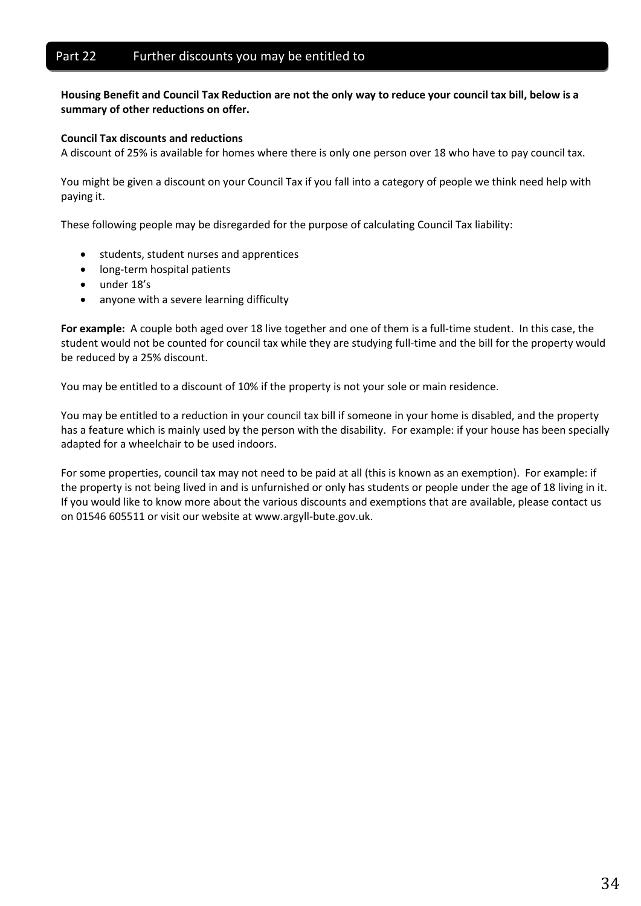## Part 22 Further discounts you may be entitled to

**Housing Benefit and Council Tax Reduction are not the only way to reduce your council tax bill, below is a summary of other reductions on offer.**

**Council Tax discounts and reductions**
A discount of 25% is available for homes where there is only one person over 18 who have to pay council tax.

You might be given a discount on your Council Tax if you fall into a category of people we think need help with paying it.

These following people may be disregarded for the purpose of calculating Council Tax liability:

- students, student nurses and apprentices
- long-term hospital patients
- under 18's
- anyone with a severe learning difficulty

**For example:** A couple both aged over 18 live together and one of them is a full-time student. In this case, the student would not be counted for council tax while they are studying full-time and the bill for the property would be reduced by a 25% discount.

You may be entitled to a discount of 10% if the property is not your sole or main residence.

You may be entitled to a reduction in your council tax bill if someone in your home is disabled, and the property has a feature which is mainly used by the person with the disability. For example: if your house has been specially adapted for a wheelchair to be used indoors.

For some properties, council tax may not need to be paid at all (this is known as an exemption). For example: if the property is not being lived in and is unfurnished or only has students or people under the age of 18 living in it. If you would like to know more about the various discounts and exemptions that are available, please contact us on 01546 605511 or visit our website at www.argyll-bute.gov.uk.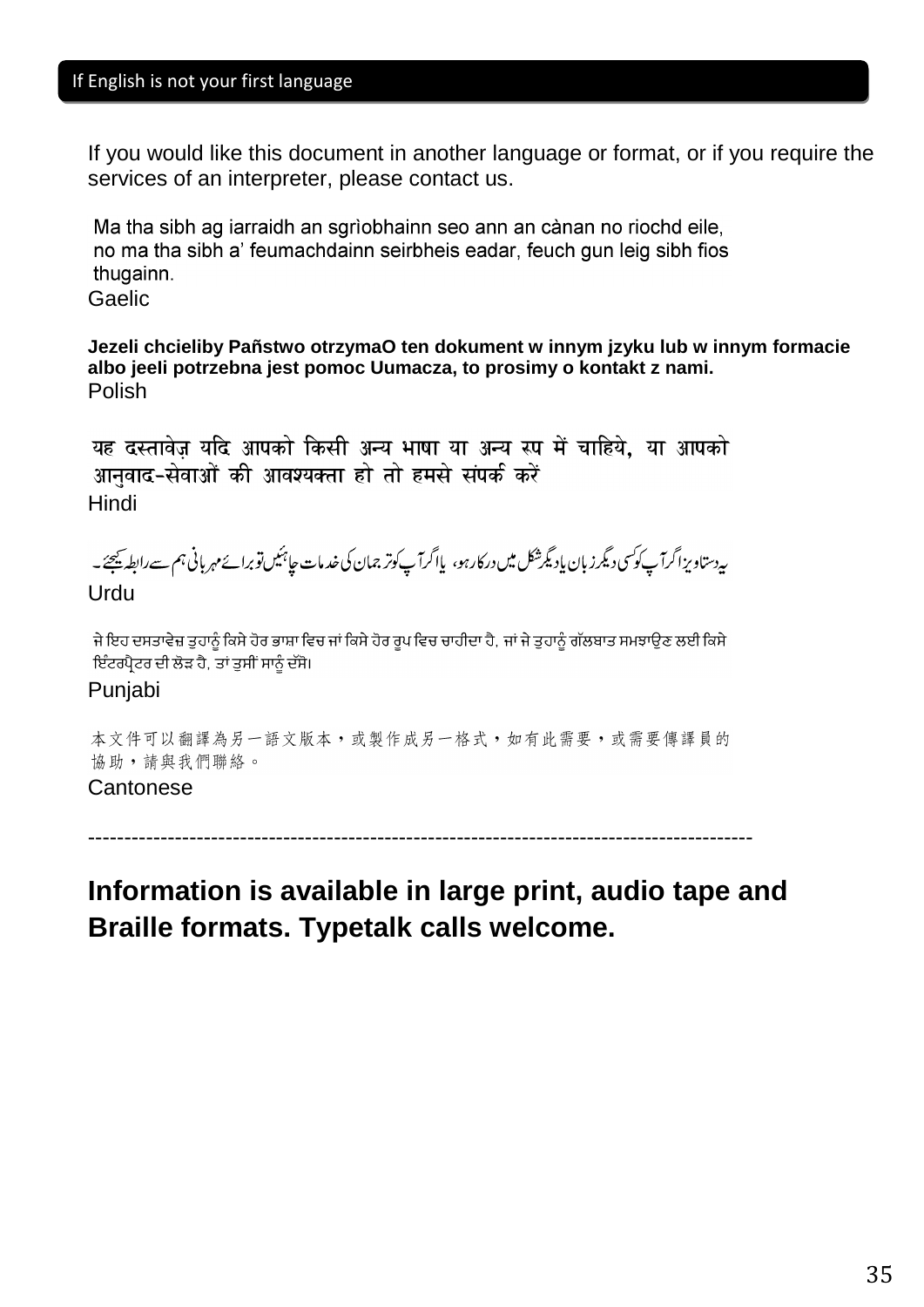## If English is not your first language

If you would like this document in another language or format, or if you require the services of an interpreter, please contact us.

Ma tha sibh ag iarraidh an sgrìobhainn seo ann an cànan no riochd eile, no ma tha sibh a' feumachdainn seirbheis eadar, feuch gun leig sibh fios thugainn.
Gaelic

**Jezeli chcieliby Pañstwo otrzymaO ten dokument w innym jzyku lub w innym formacie albo jeeli potrzebna jest pomoc Uumacza, to prosimy o kontakt z nami.**
Polish

यह दस्तावेज़ यदि आपको किसी अन्य भाषा या अन्य रूप में चाहिये, या आपको आनुवाद-सेवाओं की आवश्यक्ता हो तो हमसे संपर्क करें
Hindi

یہ دستاویز اگر آپ کو کسی دیگر زبان یا دیگر شکل میں درکار ہو، یا اگر آپ کو ترجمان کی خدمات چاہئیں تو برائے مہربانی ہم سے رابطہ کیجئے۔
Urdu

ਜੇ ਇਹ ਦਸਤਾਵੇਜ਼ ਤੁਹਾਨੂੰ ਕਿਸੇ ਹੋਰ ਭਾਸ਼ਾ ਵਿਚ ਜਾਂ ਕਿਸੇ ਹੋਰ ਰੂਪ ਵਿਚ ਚਾਹੀਦਾ ਹੈ, ਜਾਂ ਜੇ ਤੁਹਾਨੂੰ ਗੱਲਬਾਤ ਸਮਝਾਉਣ ਲਈ ਕਿਸੇ ਇੰਟਰਪ੍ਰੇਟਰ ਦੀ ਲੋੜ ਹੈ, ਤਾਂ ਤੁਸੀਂ ਸਾਨੂੰ ਦੱਸੋ।
Punjabi

本文件可以翻譯為另一語文版本，或製作成另一格式，如有此需要，或需要傳譯員的協助，請與我們聯絡。
Cantonese

---

**Information is available in large print, audio tape and Braille formats. Typetalk calls welcome.**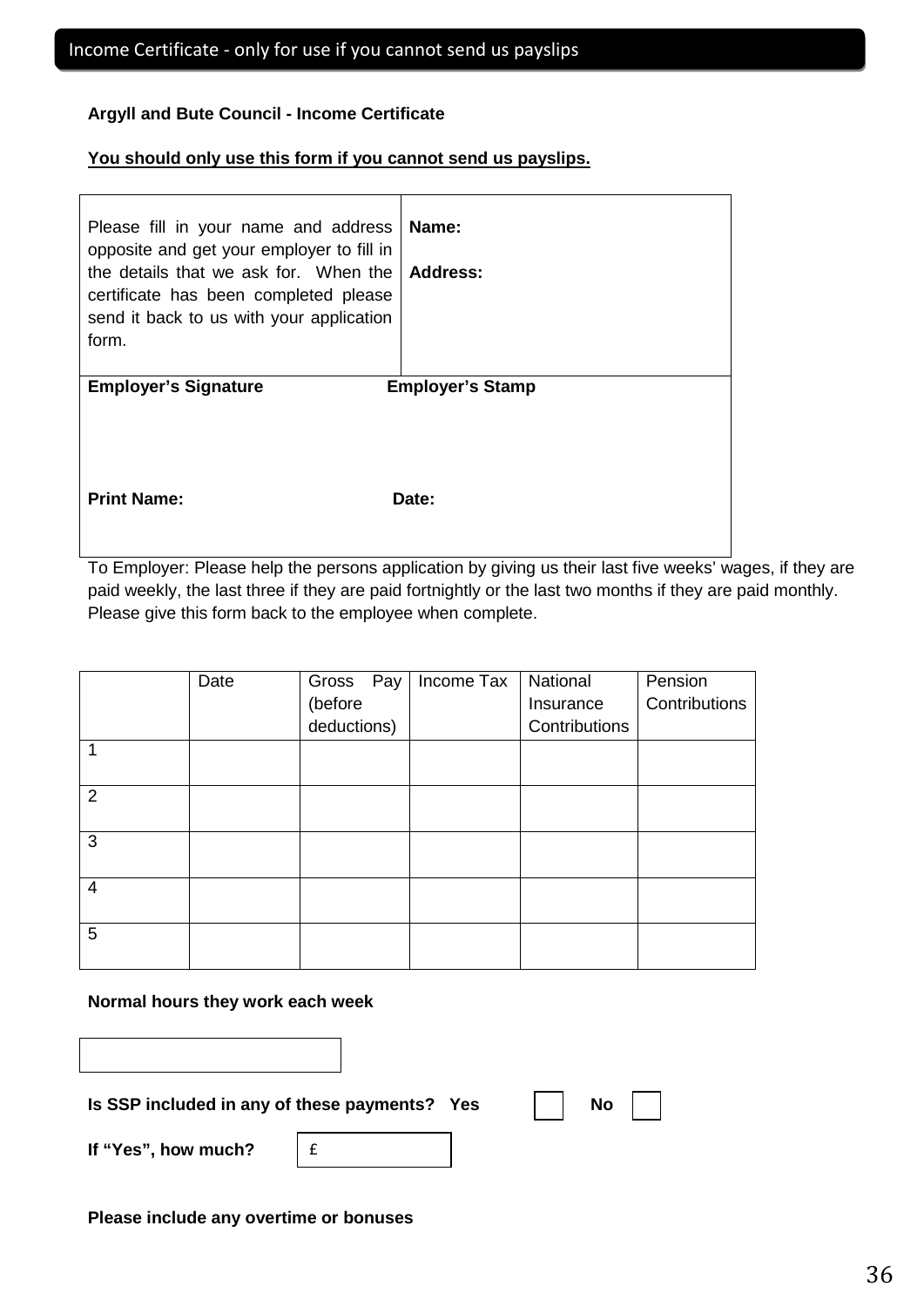## Income Certificate - only for use if you cannot send us payslips

**Argyll and Bute Council - Income Certificate**

**You should only use this form if you cannot send us payslips.**

| | |
|---|---|
| Please fill in your name and address opposite and get your employer to fill in the details that we ask for. When the certificate has been completed please send it back to us with your application form. | **Name:**<br><br>**Address:** |
| **Employer's Signature**<br><br>**Print Name:** | **Employer's Stamp**<br><br>**Date:** |

To Employer: Please help the persons application by giving us their last five weeks' wages, if they are paid weekly, the last three if they are paid fortnightly or the last two months if they are paid monthly. Please give this form back to the employee when complete.

| | Date | Gross Pay (before deductions) | Income Tax | National Insurance Contributions | Pension Contributions |
|---|---|---|---|---|---|
| 1 | | | | | |
| 2 | | | | | |
| 3 | | | | | |
| 4 | | | | | |
| 5 | | | | | |

**Normal hours they work each week**

**Is SSP included in any of these payments? Yes** ☐ **No** ☐

**If "Yes", how much?** £

**Please include any overtime or bonuses**